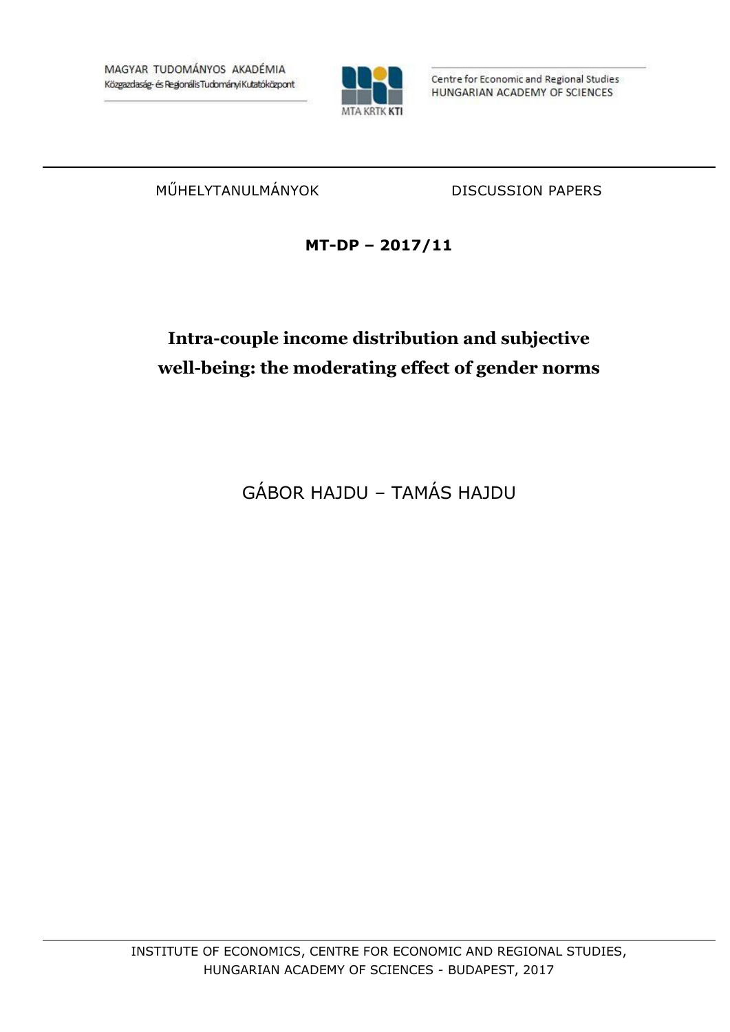MAGYAR TUDOMÁNYOS AKADÉMIA
Közgazdaság- és Regionális Tudományi Kutatóközpont

Centre for Economic and Regional Studies
HUNGARIAN ACADEMY OF SCIENCES

MŰHELYTANULMÁNYOK DISCUSSION PAPERS

**MT-DP – 2017/11**

# Intra-couple income distribution and subjective well-being: the moderating effect of gender norms

GÁBOR HAJDU – TAMÁS HAJDU

INSTITUTE OF ECONOMICS, CENTRE FOR ECONOMIC AND REGIONAL STUDIES, HUNGARIAN ACADEMY OF SCIENCES - BUDAPEST, 2017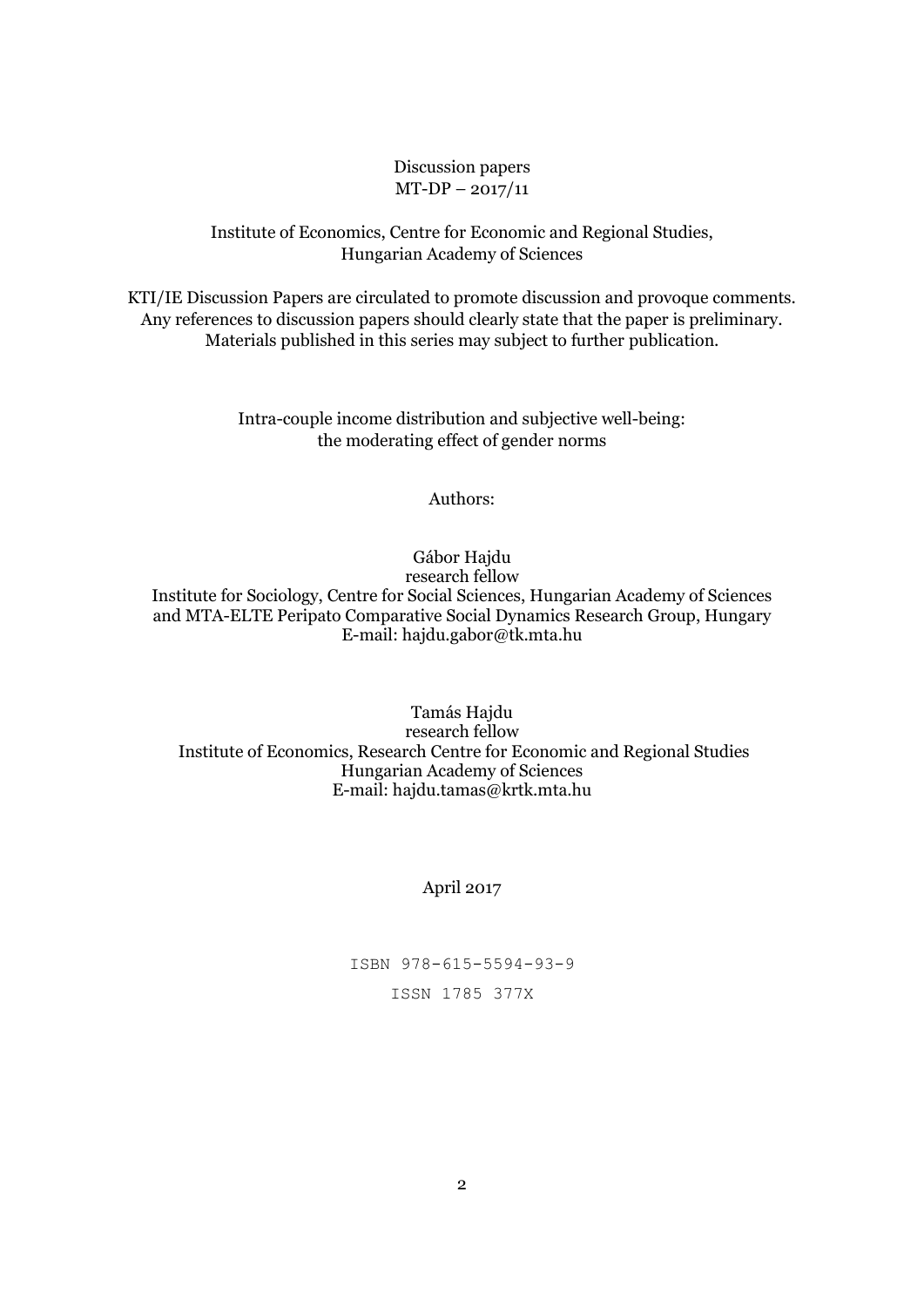Discussion papers
MT-DP – 2017/11

Institute of Economics, Centre for Economic and Regional Studies,
Hungarian Academy of Sciences

KTI/IE Discussion Papers are circulated to promote discussion and provoque comments.
Any references to discussion papers should clearly state that the paper is preliminary.
Materials published in this series may subject to further publication.

Intra-couple income distribution and subjective well-being:
the moderating effect of gender norms

Authors:

Gábor Hajdu
research fellow
Institute for Sociology, Centre for Social Sciences, Hungarian Academy of Sciences
and MTA-ELTE Peripato Comparative Social Dynamics Research Group, Hungary
E-mail: hajdu.gabor@tk.mta.hu

Tamás Hajdu
research fellow
Institute of Economics, Research Centre for Economic and Regional Studies
Hungarian Academy of Sciences
E-mail: hajdu.tamas@krtk.mta.hu

April 2017

ISBN 978-615-5594-93-9

ISSN 1785 377X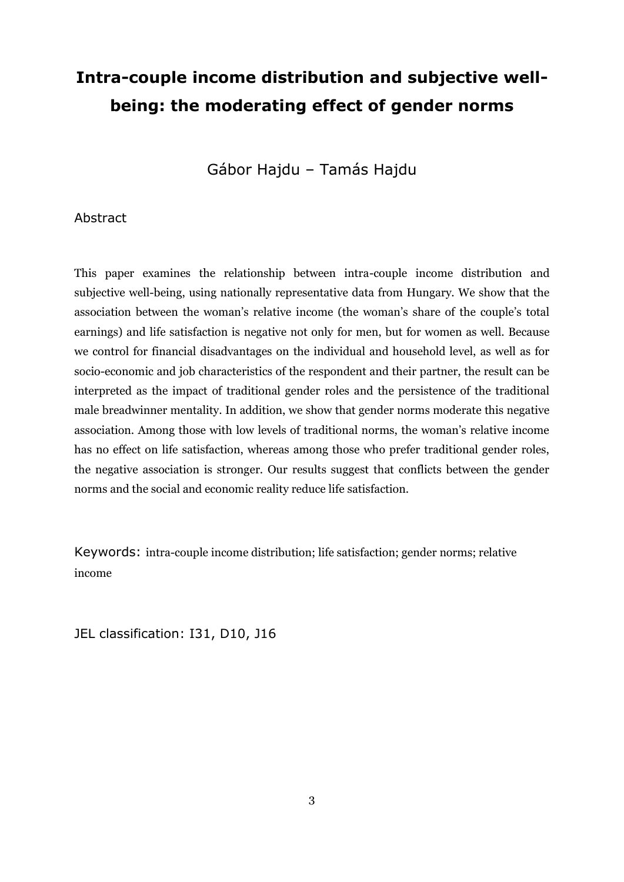# Intra-couple income distribution and subjective well-being: the moderating effect of gender norms

Gábor Hajdu – Tamás Hajdu

Abstract

This paper examines the relationship between intra-couple income distribution and subjective well-being, using nationally representative data from Hungary. We show that the association between the woman's relative income (the woman's share of the couple's total earnings) and life satisfaction is negative not only for men, but for women as well. Because we control for financial disadvantages on the individual and household level, as well as for socio-economic and job characteristics of the respondent and their partner, the result can be interpreted as the impact of traditional gender roles and the persistence of the traditional male breadwinner mentality. In addition, we show that gender norms moderate this negative association. Among those with low levels of traditional norms, the woman's relative income has no effect on life satisfaction, whereas among those who prefer traditional gender roles, the negative association is stronger. Our results suggest that conflicts between the gender norms and the social and economic reality reduce life satisfaction.

Keywords: intra-couple income distribution; life satisfaction; gender norms; relative income

JEL classification: I31, D10, J16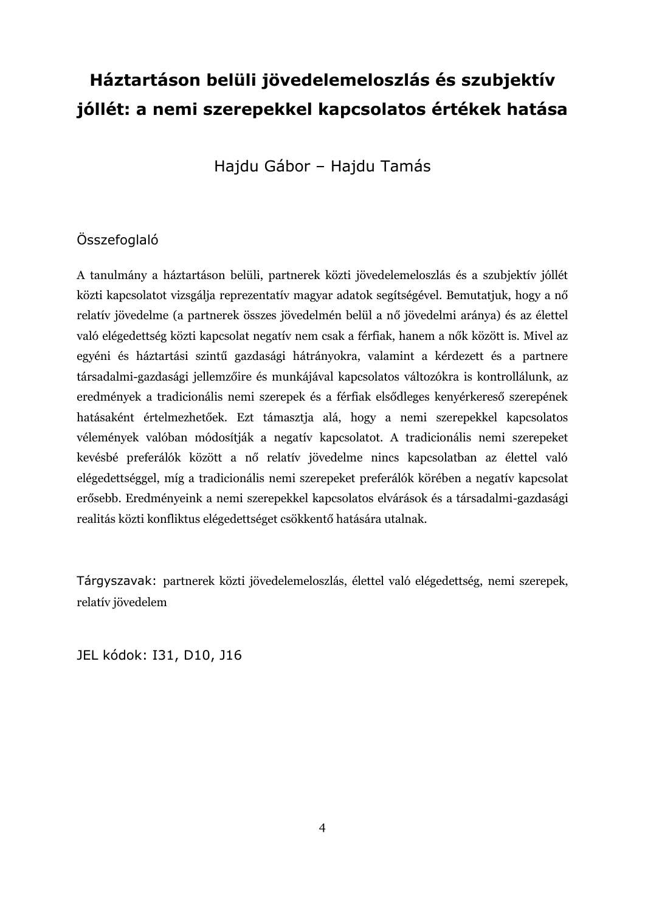# Háztartáson belüli jövedelemeloszlás és szubjektív jóllét: a nemi szerepekkel kapcsolatos értékek hatása

Hajdu Gábor – Hajdu Tamás

## Összefoglaló

A tanulmány a háztartáson belüli, partnerek közti jövedelemeloszlás és a szubjektív jóllét közti kapcsolatot vizsgálja reprezentatív magyar adatok segítségével. Bemutatjuk, hogy a nő relatív jövedelme (a partnerek összes jövedelmén belül a nő jövedelmi aránya) és az élettel való elégedettség közti kapcsolat negatív nem csak a férfiak, hanem a nők között is. Mivel az egyéni és háztartási szintű gazdasági hátrányokra, valamint a kérdezett és a partnere társadalmi-gazdasági jellemzőire és munkájával kapcsolatos változókra is kontrollálunk, az eredmények a tradicionális nemi szerepek és a férfiak elsődleges kenyérkereső szerepének hatásaként értelmezhetőek. Ezt támasztja alá, hogy a nemi szerepekkel kapcsolatos vélemények valóban módosítják a negatív kapcsolatot. A tradicionális nemi szerepeket kevésbé preferálók között a nő relatív jövedelme nincs kapcsolatban az élettel való elégedettséggel, míg a tradicionális nemi szerepeket preferálók körében a negatív kapcsolat erősebb. Eredményeink a nemi szerepekkel kapcsolatos elvárások és a társadalmi-gazdasági realitás közti konfliktus elégedettséget csökkentő hatására utalnak.

Tárgyszavak: partnerek közti jövedelemeloszlás, élettel való elégedettség, nemi szerepek, relatív jövedelem

JEL kódok: I31, D10, J16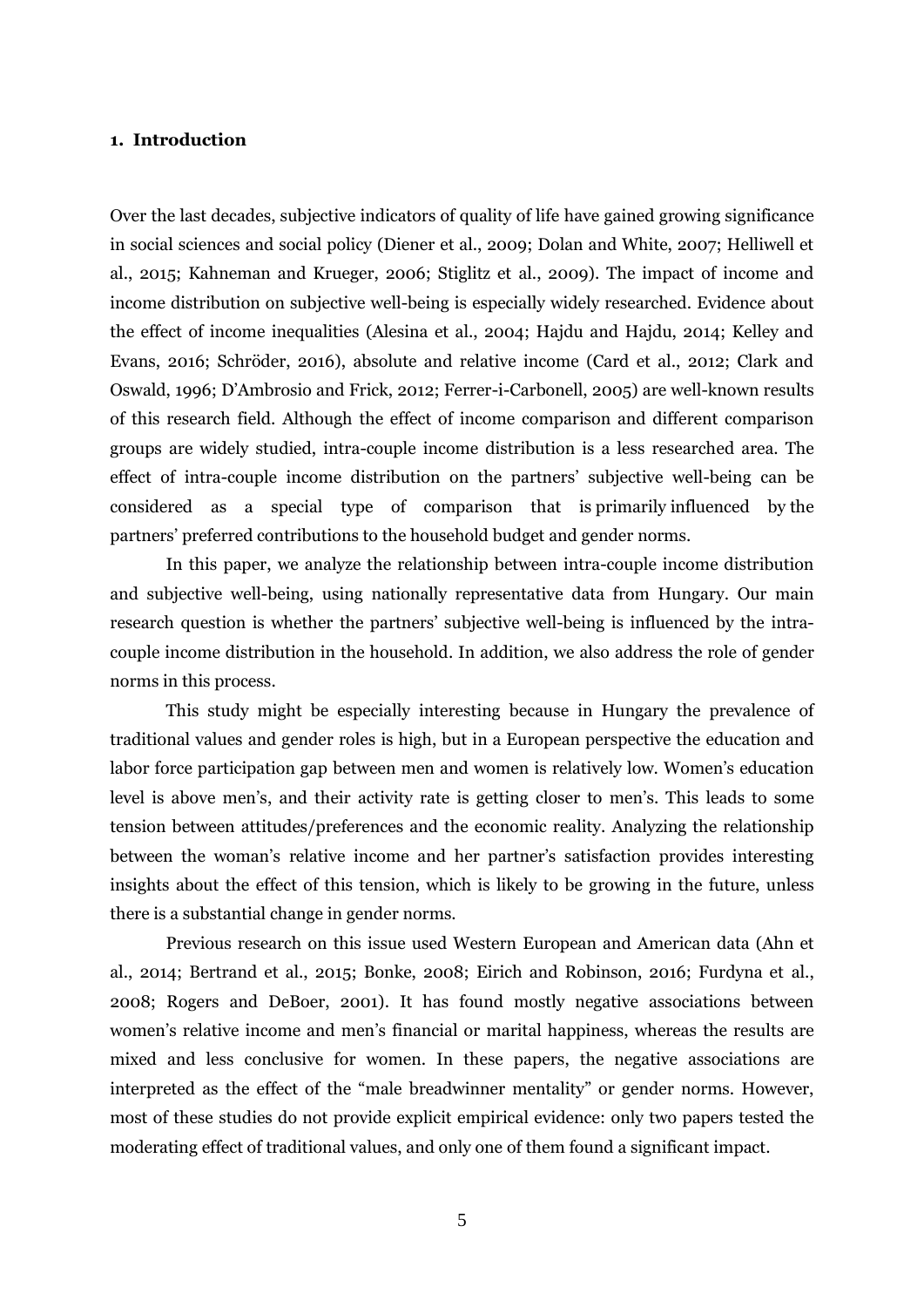## 1. Introduction

Over the last decades, subjective indicators of quality of life have gained growing significance in social sciences and social policy (Diener et al., 2009; Dolan and White, 2007; Helliwell et al., 2015; Kahneman and Krueger, 2006; Stiglitz et al., 2009). The impact of income and income distribution on subjective well-being is especially widely researched. Evidence about the effect of income inequalities (Alesina et al., 2004; Hajdu and Hajdu, 2014; Kelley and Evans, 2016; Schröder, 2016), absolute and relative income (Card et al., 2012; Clark and Oswald, 1996; D'Ambrosio and Frick, 2012; Ferrer-i-Carbonell, 2005) are well-known results of this research field. Although the effect of income comparison and different comparison groups are widely studied, intra-couple income distribution is a less researched area. The effect of intra-couple income distribution on the partners' subjective well-being can be considered as a special type of comparison that is primarily influenced by the partners' preferred contributions to the household budget and gender norms.

In this paper, we analyze the relationship between intra-couple income distribution and subjective well-being, using nationally representative data from Hungary. Our main research question is whether the partners' subjective well-being is influenced by the intra-couple income distribution in the household. In addition, we also address the role of gender norms in this process.

This study might be especially interesting because in Hungary the prevalence of traditional values and gender roles is high, but in a European perspective the education and labor force participation gap between men and women is relatively low. Women's education level is above men's, and their activity rate is getting closer to men's. This leads to some tension between attitudes/preferences and the economic reality. Analyzing the relationship between the woman's relative income and her partner's satisfaction provides interesting insights about the effect of this tension, which is likely to be growing in the future, unless there is a substantial change in gender norms.

Previous research on this issue used Western European and American data (Ahn et al., 2014; Bertrand et al., 2015; Bonke, 2008; Eirich and Robinson, 2016; Furdyna et al., 2008; Rogers and DeBoer, 2001). It has found mostly negative associations between women's relative income and men's financial or marital happiness, whereas the results are mixed and less conclusive for women. In these papers, the negative associations are interpreted as the effect of the "male breadwinner mentality" or gender norms. However, most of these studies do not provide explicit empirical evidence: only two papers tested the moderating effect of traditional values, and only one of them found a significant impact.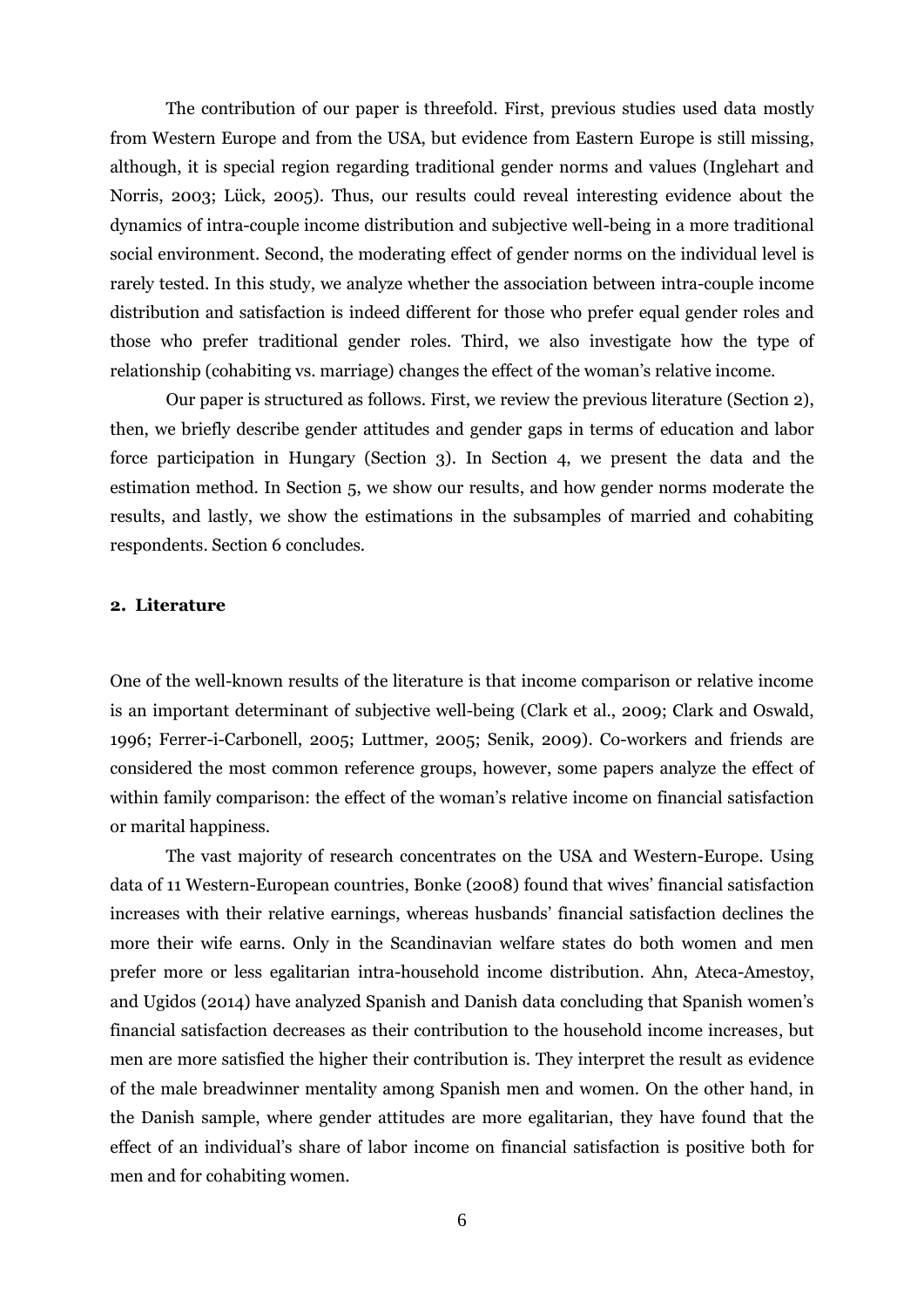The contribution of our paper is threefold. First, previous studies used data mostly from Western Europe and from the USA, but evidence from Eastern Europe is still missing, although, it is special region regarding traditional gender norms and values (Inglehart and Norris, 2003; Lück, 2005). Thus, our results could reveal interesting evidence about the dynamics of intra-couple income distribution and subjective well-being in a more traditional social environment. Second, the moderating effect of gender norms on the individual level is rarely tested. In this study, we analyze whether the association between intra-couple income distribution and satisfaction is indeed different for those who prefer equal gender roles and those who prefer traditional gender roles. Third, we also investigate how the type of relationship (cohabiting vs. marriage) changes the effect of the woman's relative income.

Our paper is structured as follows. First, we review the previous literature (Section 2), then, we briefly describe gender attitudes and gender gaps in terms of education and labor force participation in Hungary (Section 3). In Section 4, we present the data and the estimation method. In Section 5, we show our results, and how gender norms moderate the results, and lastly, we show the estimations in the subsamples of married and cohabiting respondents. Section 6 concludes.

## 2. Literature

One of the well-known results of the literature is that income comparison or relative income is an important determinant of subjective well-being (Clark et al., 2009; Clark and Oswald, 1996; Ferrer-i-Carbonell, 2005; Luttmer, 2005; Senik, 2009). Co-workers and friends are considered the most common reference groups, however, some papers analyze the effect of within family comparison: the effect of the woman's relative income on financial satisfaction or marital happiness.

The vast majority of research concentrates on the USA and Western-Europe. Using data of 11 Western-European countries, Bonke (2008) found that wives' financial satisfaction increases with their relative earnings, whereas husbands' financial satisfaction declines the more their wife earns. Only in the Scandinavian welfare states do both women and men prefer more or less egalitarian intra-household income distribution. Ahn, Ateca-Amestoy, and Ugidos (2014) have analyzed Spanish and Danish data concluding that Spanish women's financial satisfaction decreases as their contribution to the household income increases, but men are more satisfied the higher their contribution is. They interpret the result as evidence of the male breadwinner mentality among Spanish men and women. On the other hand, in the Danish sample, where gender attitudes are more egalitarian, they have found that the effect of an individual's share of labor income on financial satisfaction is positive both for men and for cohabiting women.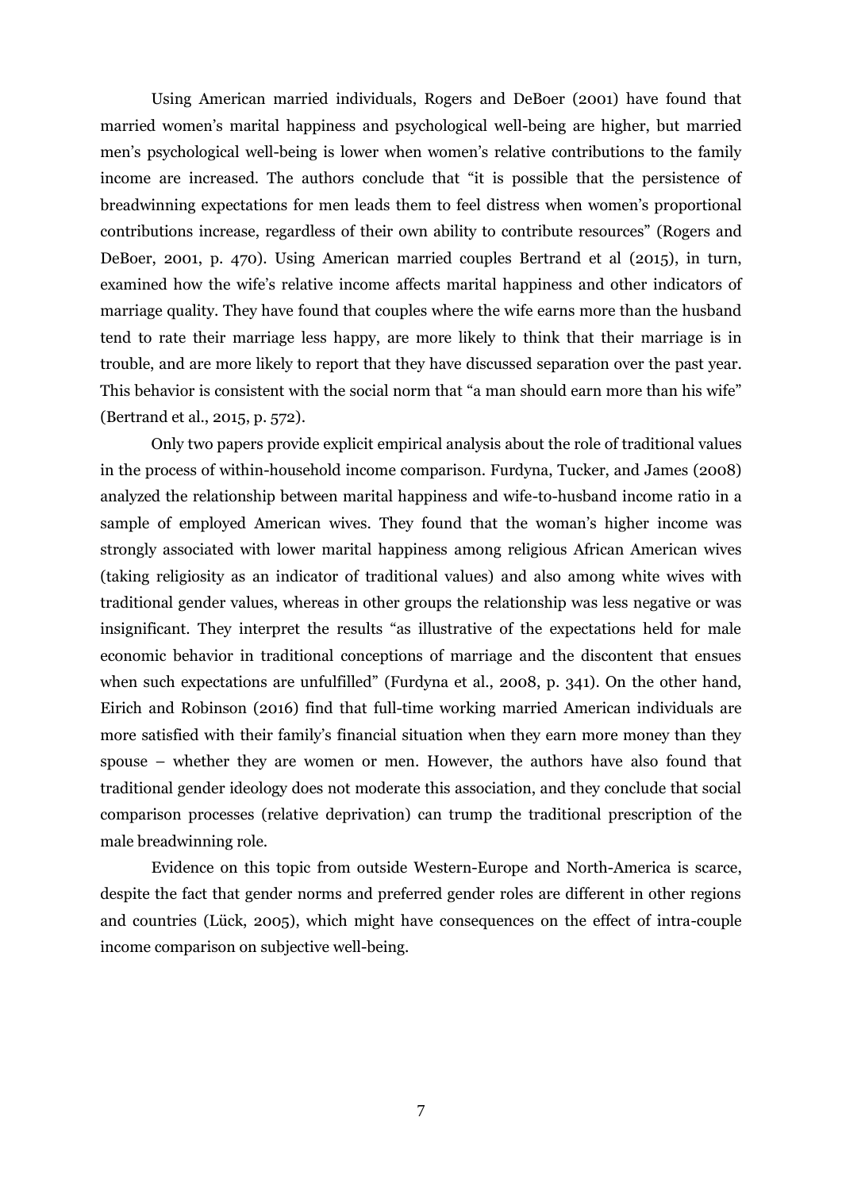Using American married individuals, Rogers and DeBoer (2001) have found that married women's marital happiness and psychological well-being are higher, but married men's psychological well-being is lower when women's relative contributions to the family income are increased. The authors conclude that "it is possible that the persistence of breadwinning expectations for men leads them to feel distress when women's proportional contributions increase, regardless of their own ability to contribute resources" (Rogers and DeBoer, 2001, p. 470). Using American married couples Bertrand et al (2015), in turn, examined how the wife's relative income affects marital happiness and other indicators of marriage quality. They have found that couples where the wife earns more than the husband tend to rate their marriage less happy, are more likely to think that their marriage is in trouble, and are more likely to report that they have discussed separation over the past year. This behavior is consistent with the social norm that "a man should earn more than his wife" (Bertrand et al., 2015, p. 572).

Only two papers provide explicit empirical analysis about the role of traditional values in the process of within-household income comparison. Furdyna, Tucker, and James (2008) analyzed the relationship between marital happiness and wife-to-husband income ratio in a sample of employed American wives. They found that the woman's higher income was strongly associated with lower marital happiness among religious African American wives (taking religiosity as an indicator of traditional values) and also among white wives with traditional gender values, whereas in other groups the relationship was less negative or was insignificant. They interpret the results "as illustrative of the expectations held for male economic behavior in traditional conceptions of marriage and the discontent that ensues when such expectations are unfulfilled" (Furdyna et al., 2008, p. 341). On the other hand, Eirich and Robinson (2016) find that full-time working married American individuals are more satisfied with their family's financial situation when they earn more money than they spouse – whether they are women or men. However, the authors have also found that traditional gender ideology does not moderate this association, and they conclude that social comparison processes (relative deprivation) can trump the traditional prescription of the male breadwinning role.

Evidence on this topic from outside Western-Europe and North-America is scarce, despite the fact that gender norms and preferred gender roles are different in other regions and countries (Lück, 2005), which might have consequences on the effect of intra-couple income comparison on subjective well-being.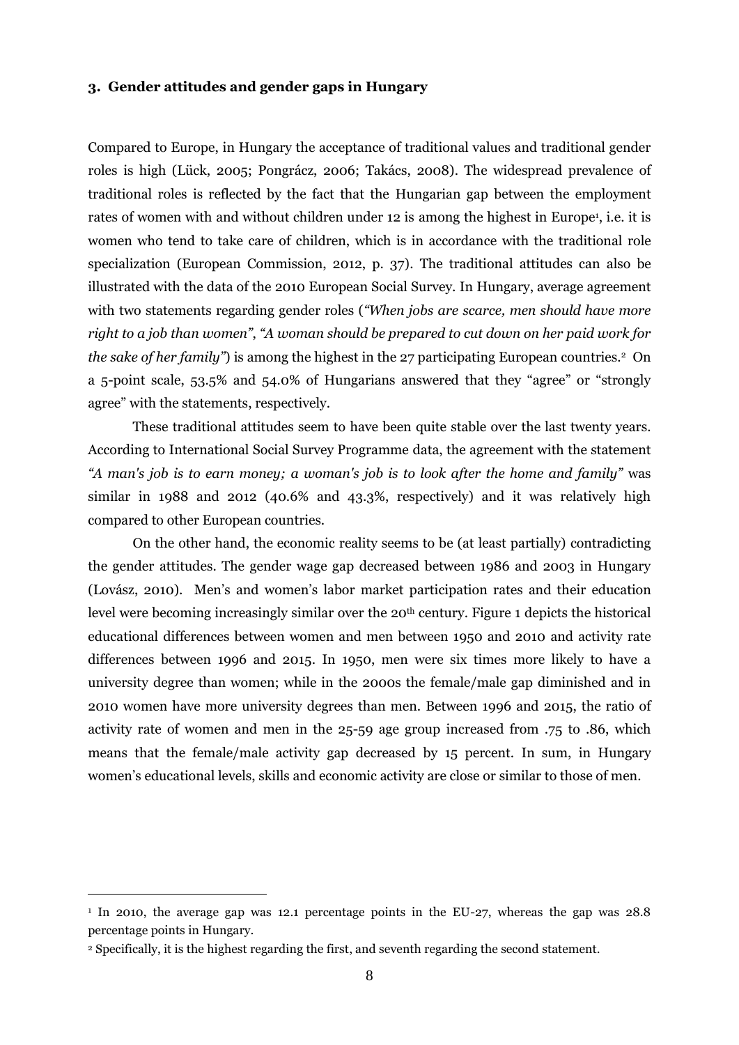### 3. Gender attitudes and gender gaps in Hungary

Compared to Europe, in Hungary the acceptance of traditional values and traditional gender roles is high (Lück, 2005; Pongrácz, 2006; Takács, 2008). The widespread prevalence of traditional roles is reflected by the fact that the Hungarian gap between the employment rates of women with and without children under 12 is among the highest in Europe[1], i.e. it is women who tend to take care of children, which is in accordance with the traditional role specialization (European Commission, 2012, p. 37). The traditional attitudes can also be illustrated with the data of the 2010 European Social Survey. In Hungary, average agreement with two statements regarding gender roles (*"When jobs are scarce, men should have more right to a job than women"*, *"A woman should be prepared to cut down on her paid work for the sake of her family"*) is among the highest in the 27 participating European countries.[2] On a 5-point scale, 53.5% and 54.0% of Hungarians answered that they "agree" or "strongly agree" with the statements, respectively.

These traditional attitudes seem to have been quite stable over the last twenty years. According to International Social Survey Programme data, the agreement with the statement *"A man's job is to earn money; a woman's job is to look after the home and family"* was similar in 1988 and 2012 (40.6% and 43.3%, respectively) and it was relatively high compared to other European countries.

On the other hand, the economic reality seems to be (at least partially) contradicting the gender attitudes. The gender wage gap decreased between 1986 and 2003 in Hungary (Lovász, 2010). Men's and women's labor market participation rates and their education level were becoming increasingly similar over the 20th century. Figure 1 depicts the historical educational differences between women and men between 1950 and 2010 and activity rate differences between 1996 and 2015. In 1950, men were six times more likely to have a university degree than women; while in the 2000s the female/male gap diminished and in 2010 women have more university degrees than men. Between 1996 and 2015, the ratio of activity rate of women and men in the 25-59 age group increased from .75 to .86, which means that the female/male activity gap decreased by 15 percent. In sum, in Hungary women's educational levels, skills and economic activity are close or similar to those of men.

---

[1] In 2010, the average gap was 12.1 percentage points in the EU-27, whereas the gap was 28.8 percentage points in Hungary.

[2] Specifically, it is the highest regarding the first, and seventh regarding the second statement.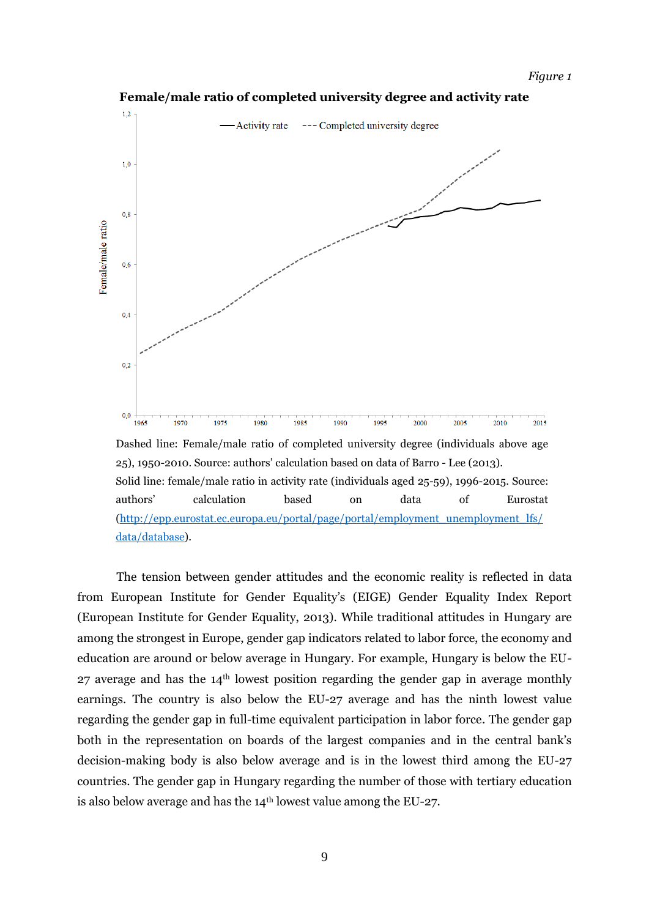*Figure 1*

**Female/male ratio of completed university degree and activity rate**

Dashed line: Female/male ratio of completed university degree (individuals above age 25), 1950-2010. Source: authors' calculation based on data of Barro - Lee (2013).
Solid line: female/male ratio in activity rate (individuals aged 25-59), 1996-2015. Source: authors' calculation based on data of Eurostat (http://epp.eurostat.ec.europa.eu/portal/page/portal/employment_unemployment_lfs/data/database).

The tension between gender attitudes and the economic reality is reflected in data from European Institute for Gender Equality's (EIGE) Gender Equality Index Report (European Institute for Gender Equality, 2013). While traditional attitudes in Hungary are among the strongest in Europe, gender gap indicators related to labor force, the economy and education are around or below average in Hungary. For example, Hungary is below the EU-27 average and has the 14th lowest position regarding the gender gap in average monthly earnings. The country is also below the EU-27 average and has the ninth lowest value regarding the gender gap in full-time equivalent participation in labor force. The gender gap both in the representation on boards of the largest companies and in the central bank's decision-making body is also below average and is in the lowest third among the EU-27 countries. The gender gap in Hungary regarding the number of those with tertiary education is also below average and has the 14th lowest value among the EU-27.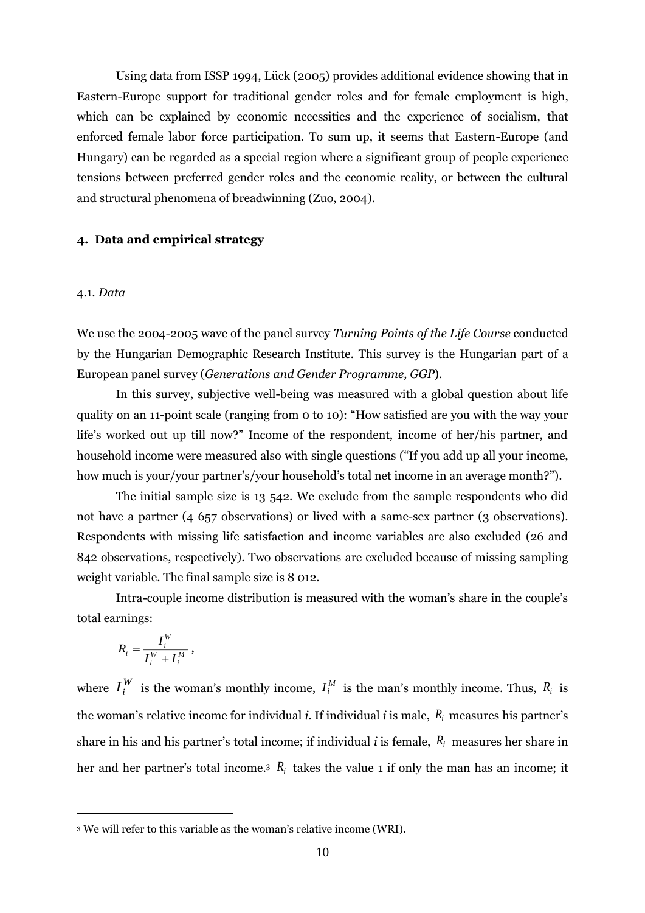Using data from ISSP 1994, Lück (2005) provides additional evidence showing that in Eastern-Europe support for traditional gender roles and for female employment is high, which can be explained by economic necessities and the experience of socialism, that enforced female labor force participation. To sum up, it seems that Eastern-Europe (and Hungary) can be regarded as a special region where a significant group of people experience tensions between preferred gender roles and the economic reality, or between the cultural and structural phenomena of breadwinning (Zuo, 2004).

## 4. Data and empirical strategy

### 4.1. *Data*

We use the 2004-2005 wave of the panel survey *Turning Points of the Life Course* conducted by the Hungarian Demographic Research Institute. This survey is the Hungarian part of a European panel survey (*Generations and Gender Programme, GGP*).

In this survey, subjective well-being was measured with a global question about life quality on an 11-point scale (ranging from 0 to 10): "How satisfied are you with the way your life's worked out up till now?" Income of the respondent, income of her/his partner, and household income were measured also with single questions ("If you add up all your income, how much is your/your partner's/your household's total net income in an average month?").

The initial sample size is 13 542. We exclude from the sample respondents who did not have a partner (4 657 observations) or lived with a same-sex partner (3 observations). Respondents with missing life satisfaction and income variables are also excluded (26 and 842 observations, respectively). Two observations are excluded because of missing sampling weight variable. The final sample size is 8 012.

Intra-couple income distribution is measured with the woman's share in the couple's total earnings:

$$R_i = \frac{I_i^W}{I_i^W + I_i^M},$$

where $I_i^W$ is the woman's monthly income, $I_i^M$ is the man's monthly income. Thus, $R_i$ is the woman's relative income for individual *i*. If individual *i* is male, $R_i$ measures his partner's share in his and his partner's total income; if individual *i* is female, $R_i$ measures her share in her and her partner's total income.[3] $R_i$ takes the value 1 if only the man has an income; it

[3] We will refer to this variable as the woman's relative income (WRI).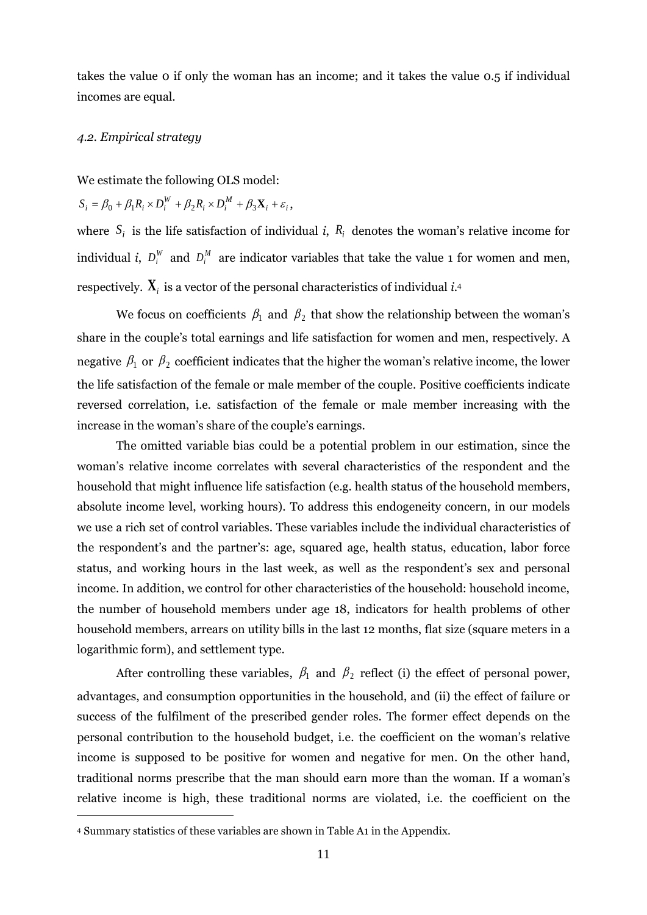takes the value 0 if only the woman has an income; and it takes the value 0.5 if individual incomes are equal.

### *4.2. Empirical strategy*

We estimate the following OLS model:

$$S_i = \beta_0 + \beta_1 R_i \times D_i^W + \beta_2 R_i \times D_i^M + \beta_3 \mathbf{X}_i + \varepsilon_i ,$$

where $S_i$ is the life satisfaction of individual *i*, $R_i$ denotes the woman's relative income for individual *i*, $D_i^W$ and $D_i^M$ are indicator variables that take the value 1 for women and men, respectively. $\mathbf{X}_i$ is a vector of the personal characteristics of individual *i*.[4]

We focus on coefficients $\beta_1$ and $\beta_2$ that show the relationship between the woman's share in the couple's total earnings and life satisfaction for women and men, respectively. A negative $\beta_1$ or $\beta_2$ coefficient indicates that the higher the woman's relative income, the lower the life satisfaction of the female or male member of the couple. Positive coefficients indicate reversed correlation, i.e. satisfaction of the female or male member increasing with the increase in the woman's share of the couple's earnings.

The omitted variable bias could be a potential problem in our estimation, since the woman's relative income correlates with several characteristics of the respondent and the household that might influence life satisfaction (e.g. health status of the household members, absolute income level, working hours). To address this endogeneity concern, in our models we use a rich set of control variables. These variables include the individual characteristics of the respondent's and the partner's: age, squared age, health status, education, labor force status, and working hours in the last week, as well as the respondent's sex and personal income. In addition, we control for other characteristics of the household: household income, the number of household members under age 18, indicators for health problems of other household members, arrears on utility bills in the last 12 months, flat size (square meters in a logarithmic form), and settlement type.

After controlling these variables, $\beta_1$ and $\beta_2$ reflect (i) the effect of personal power, advantages, and consumption opportunities in the household, and (ii) the effect of failure or success of the fulfilment of the prescribed gender roles. The former effect depends on the personal contribution to the household budget, i.e. the coefficient on the woman's relative income is supposed to be positive for women and negative for men. On the other hand, traditional norms prescribe that the man should earn more than the woman. If a woman's relative income is high, these traditional norms are violated, i.e. the coefficient on the

[4] Summary statistics of these variables are shown in Table A1 in the Appendix.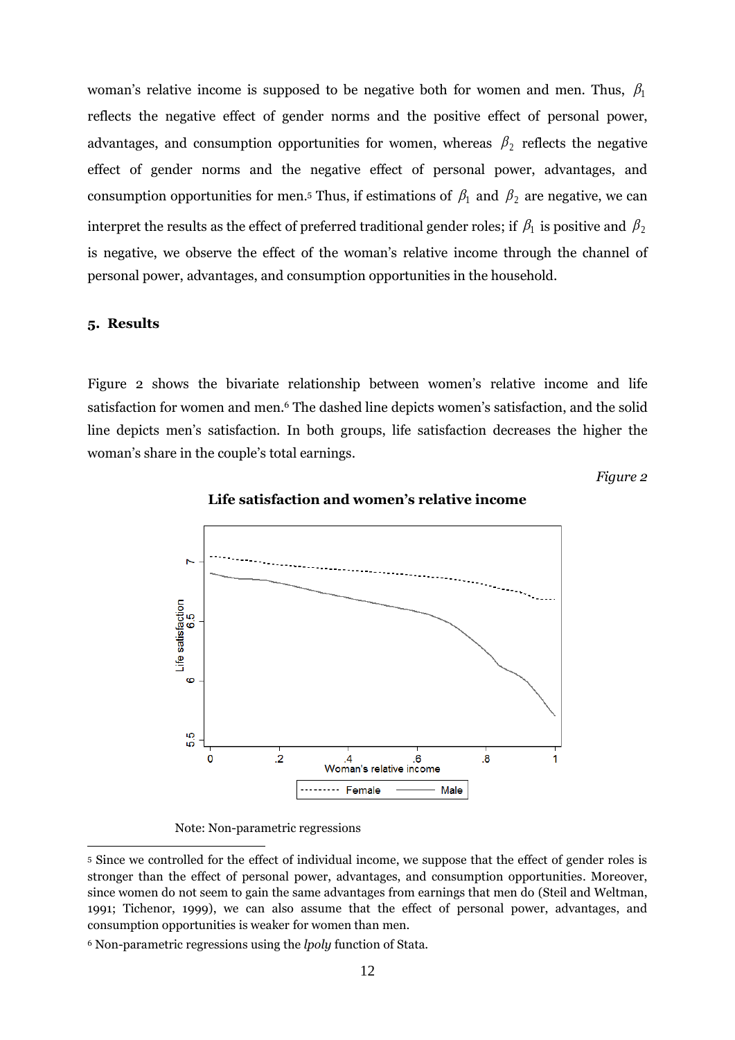woman's relative income is supposed to be negative both for women and men. Thus, $\beta_1$ reflects the negative effect of gender norms and the positive effect of personal power, advantages, and consumption opportunities for women, whereas $\beta_2$ reflects the negative effect of gender norms and the negative effect of personal power, advantages, and consumption opportunities for men.[5] Thus, if estimations of $\beta_1$ and $\beta_2$ are negative, we can interpret the results as the effect of preferred traditional gender roles; if $\beta_1$ is positive and $\beta_2$ is negative, we observe the effect of the woman's relative income through the channel of personal power, advantages, and consumption opportunities in the household.

## 5. Results

Figure 2 shows the bivariate relationship between women's relative income and life satisfaction for women and men.[6] The dashed line depicts women's satisfaction, and the solid line depicts men's satisfaction. In both groups, life satisfaction decreases the higher the woman's share in the couple's total earnings.

*Figure 2*

**Life satisfaction and women's relative income**

Note: Non-parametric regressions

---

[5] Since we controlled for the effect of individual income, we suppose that the effect of gender roles is stronger than the effect of personal power, advantages, and consumption opportunities. Moreover, since women do not seem to gain the same advantages from earnings that men do (Steil and Weltman, 1991; Tichenor, 1999), we can also assume that the effect of personal power, advantages, and consumption opportunities is weaker for women than men.

[6] Non-parametric regressions using the *lpoly* function of Stata.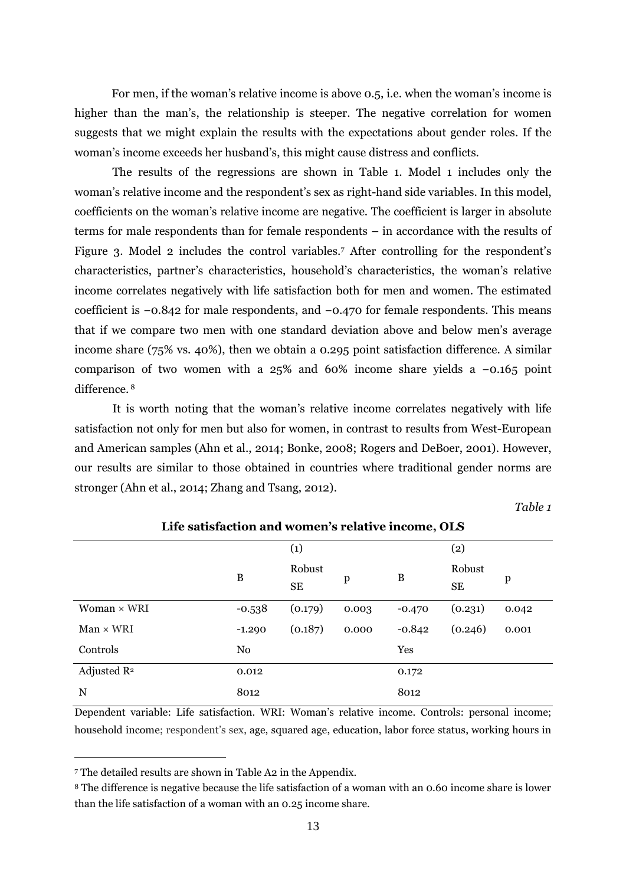For men, if the woman's relative income is above 0.5, i.e. when the woman's income is higher than the man's, the relationship is steeper. The negative correlation for women suggests that we might explain the results with the expectations about gender roles. If the woman's income exceeds her husband's, this might cause distress and conflicts.

The results of the regressions are shown in Table 1. Model 1 includes only the woman's relative income and the respondent's sex as right-hand side variables. In this model, coefficients on the woman's relative income are negative. The coefficient is larger in absolute terms for male respondents than for female respondents – in accordance with the results of Figure 3. Model 2 includes the control variables.[7] After controlling for the respondent's characteristics, partner's characteristics, household's characteristics, the woman's relative income correlates negatively with life satisfaction both for men and women. The estimated coefficient is −0.842 for male respondents, and −0.470 for female respondents. This means that if we compare two men with one standard deviation above and below men's average income share (75% vs. 40%), then we obtain a 0.295 point satisfaction difference. A similar comparison of two women with a 25% and 60% income share yields a −0.165 point difference.[8]

It is worth noting that the woman's relative income correlates negatively with life satisfaction not only for men but also for women, in contrast to results from West-European and American samples (Ahn et al., 2014; Bonke, 2008; Rogers and DeBoer, 2001). However, our results are similar to those obtained in countries where traditional gender norms are stronger (Ahn et al., 2014; Zhang and Tsang, 2012).

*Table 1*

**Life satisfaction and women's relative income, OLS**

| | (1) | | | (2) | | |
|---|---|---|---|---|---|---|
| | B | Robust SE | p | B | Robust SE | p |
| Woman × WRI | -0.538 | (0.179) | 0.003 | -0.470 | (0.231) | 0.042 |
| Man × WRI | -1.290 | (0.187) | 0.000 | -0.842 | (0.246) | 0.001 |
| Controls | No | | | Yes | | |
| Adjusted $R^2$ | 0.012 | | | 0.172 | | |
| N | 8012 | | | 8012 | | |

Dependent variable: Life satisfaction. WRI: Woman's relative income. Controls: personal income; household income; respondent's sex, age, squared age, education, labor force status, working hours in

[7] The detailed results are shown in Table A2 in the Appendix.

[8] The difference is negative because the life satisfaction of a woman with an 0.60 income share is lower than the life satisfaction of a woman with an 0.25 income share.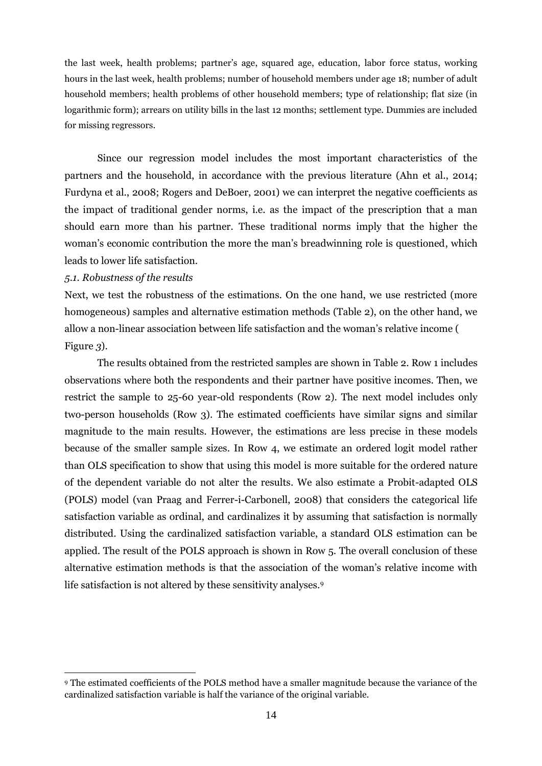the last week, health problems; partner's age, squared age, education, labor force status, working hours in the last week, health problems; number of household members under age 18; number of adult household members; health problems of other household members; type of relationship; flat size (in logarithmic form); arrears on utility bills in the last 12 months; settlement type. Dummies are included for missing regressors.

Since our regression model includes the most important characteristics of the partners and the household, in accordance with the previous literature (Ahn et al., 2014; Furdyna et al., 2008; Rogers and DeBoer, 2001) we can interpret the negative coefficients as the impact of traditional gender norms, i.e. as the impact of the prescription that a man should earn more than his partner. These traditional norms imply that the higher the woman's economic contribution the more the man's breadwinning role is questioned, which leads to lower life satisfaction.

*5.1. Robustness of the results*

Next, we test the robustness of the estimations. On the one hand, we use restricted (more homogeneous) samples and alternative estimation methods (Table 2), on the other hand, we allow a non-linear association between life satisfaction and the woman's relative income ( Figure *3*).

The results obtained from the restricted samples are shown in Table 2. Row 1 includes observations where both the respondents and their partner have positive incomes. Then, we restrict the sample to 25-60 year-old respondents (Row 2). The next model includes only two-person households (Row 3). The estimated coefficients have similar signs and similar magnitude to the main results. However, the estimations are less precise in these models because of the smaller sample sizes. In Row 4, we estimate an ordered logit model rather than OLS specification to show that using this model is more suitable for the ordered nature of the dependent variable do not alter the results. We also estimate a Probit-adapted OLS (POLS) model (van Praag and Ferrer-i-Carbonell, 2008) that considers the categorical life satisfaction variable as ordinal, and cardinalizes it by assuming that satisfaction is normally distributed. Using the cardinalized satisfaction variable, a standard OLS estimation can be applied. The result of the POLS approach is shown in Row 5. The overall conclusion of these alternative estimation methods is that the association of the woman's relative income with life satisfaction is not altered by these sensitivity analyses.[9]

[9] The estimated coefficients of the POLS method have a smaller magnitude because the variance of the cardinalized satisfaction variable is half the variance of the original variable.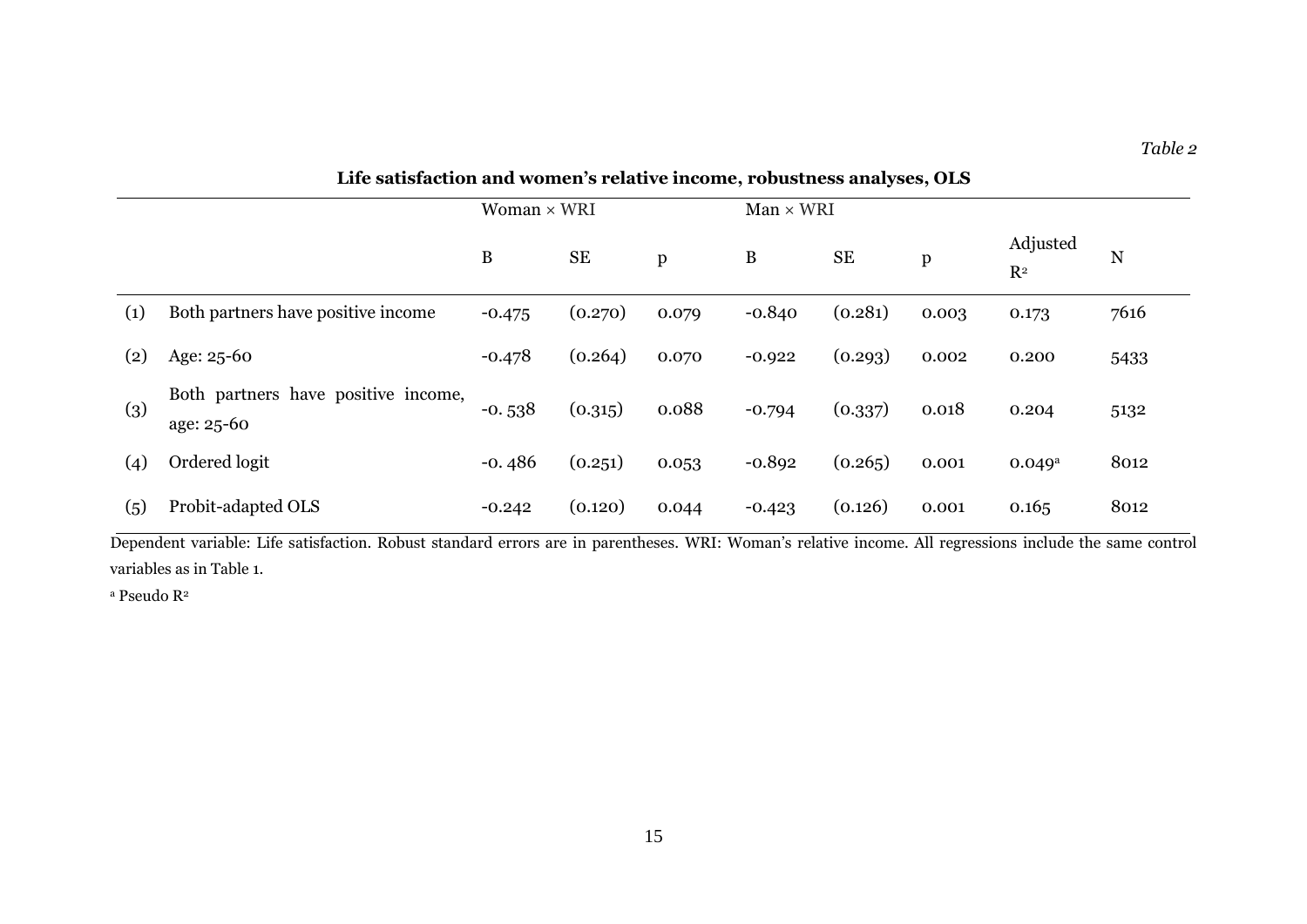*Table 2*

**Life satisfaction and women's relative income, robustness analyses, OLS**

| | | Woman × WRI | | | Man × WRI | | | | |
|---|---|---|---|---|---|---|---|---|---|
| | | B | SE | p | B | SE | p | Adjusted $R^2$ | N |
| (1) | Both partners have positive income | -0.475 | (0.270) | 0.079 | -0.840 | (0.281) | 0.003 | 0.173 | 7616 |
| (2) | Age: 25-60 | -0.478 | (0.264) | 0.070 | -0.922 | (0.293) | 0.002 | 0.200 | 5433 |
| (3) | Both partners have positive income, age: 25-60 | -0. 538 | (0.315) | 0.088 | -0.794 | (0.337) | 0.018 | 0.204 | 5132 |
| (4) | Ordered logit | -0. 486 | (0.251) | 0.053 | -0.892 | (0.265) | 0.001 | 0.049[a] | 8012 |
| (5) | Probit-adapted OLS | -0.242 | (0.120) | 0.044 | -0.423 | (0.126) | 0.001 | 0.165 | 8012 |

Dependent variable: Life satisfaction. Robust standard errors are in parentheses. WRI: Woman's relative income. All regressions include the same control variables as in Table 1.

[a] Pseudo $R^2$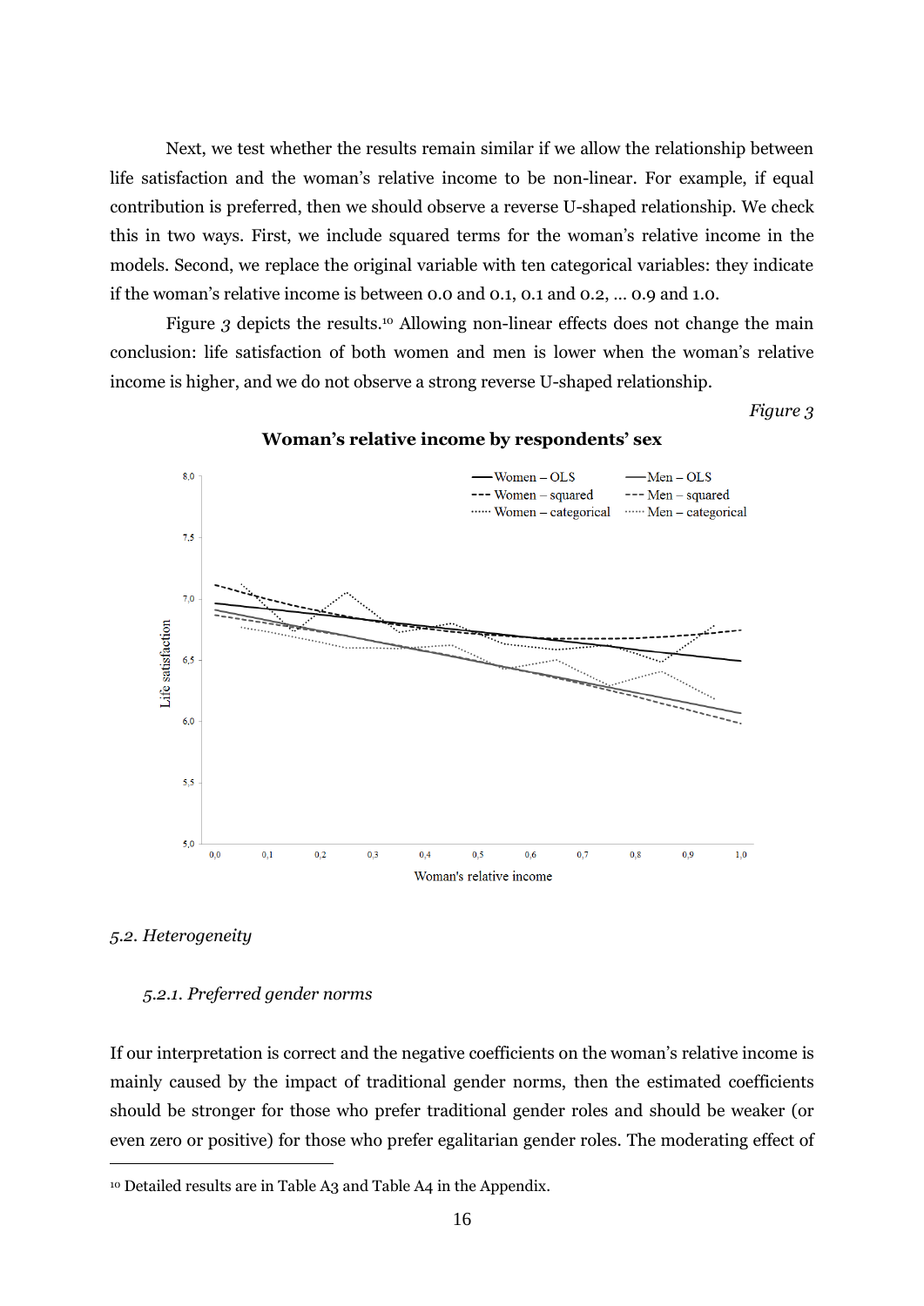Next, we test whether the results remain similar if we allow the relationship between life satisfaction and the woman's relative income to be non-linear. For example, if equal contribution is preferred, then we should observe a reverse U-shaped relationship. We check this in two ways. First, we include squared terms for the woman's relative income in the models. Second, we replace the original variable with ten categorical variables: they indicate if the woman's relative income is between 0.0 and 0.1, 0.1 and 0.2, ... 0.9 and 1.0.

Figure 3 depicts the results.[10] Allowing non-linear effects does not change the main conclusion: life satisfaction of both women and men is lower when the woman's relative income is higher, and we do not observe a strong reverse U-shaped relationship.

*Figure 3*

**Woman's relative income by respondents' sex**

### 5.2. Heterogeneity

#### 5.2.1. Preferred gender norms

If our interpretation is correct and the negative coefficients on the woman's relative income is mainly caused by the impact of traditional gender norms, then the estimated coefficients should be stronger for those who prefer traditional gender roles and should be weaker (or even zero or positive) for those who prefer egalitarian gender roles. The moderating effect of

[10] Detailed results are in Table A3 and Table A4 in the Appendix.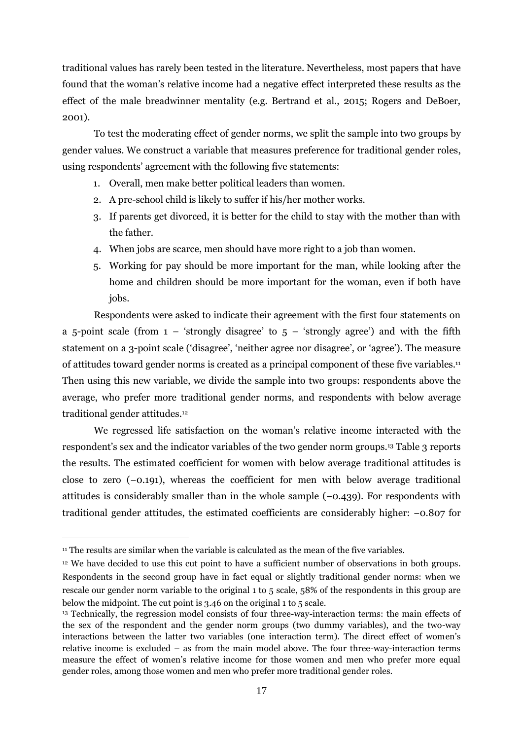traditional values has rarely been tested in the literature. Nevertheless, most papers that have found that the woman's relative income had a negative effect interpreted these results as the effect of the male breadwinner mentality (e.g. Bertrand et al., 2015; Rogers and DeBoer, 2001).

To test the moderating effect of gender norms, we split the sample into two groups by gender values. We construct a variable that measures preference for traditional gender roles, using respondents' agreement with the following five statements:

1. Overall, men make better political leaders than women.
2. A pre-school child is likely to suffer if his/her mother works.
3. If parents get divorced, it is better for the child to stay with the mother than with the father.
4. When jobs are scarce, men should have more right to a job than women.
5. Working for pay should be more important for the man, while looking after the home and children should be more important for the woman, even if both have jobs.

Respondents were asked to indicate their agreement with the first four statements on a 5-point scale (from 1 – 'strongly disagree' to 5 – 'strongly agree') and with the fifth statement on a 3-point scale ('disagree', 'neither agree nor disagree', or 'agree'). The measure of attitudes toward gender norms is created as a principal component of these five variables.[11] Then using this new variable, we divide the sample into two groups: respondents above the average, who prefer more traditional gender norms, and respondents with below average traditional gender attitudes.[12]

We regressed life satisfaction on the woman's relative income interacted with the respondent's sex and the indicator variables of the two gender norm groups.[13] Table 3 reports the results. The estimated coefficient for women with below average traditional attitudes is close to zero (−0.191), whereas the coefficient for men with below average traditional attitudes is considerably smaller than in the whole sample (−0.439). For respondents with traditional gender attitudes, the estimated coefficients are considerably higher: −0.807 for

[11] The results are similar when the variable is calculated as the mean of the five variables.

[12] We have decided to use this cut point to have a sufficient number of observations in both groups. Respondents in the second group have in fact equal or slightly traditional gender norms: when we rescale our gender norm variable to the original 1 to 5 scale, 58% of the respondents in this group are below the midpoint. The cut point is 3.46 on the original 1 to 5 scale.

[13] Technically, the regression model consists of four three-way-interaction terms: the main effects of the sex of the respondent and the gender norm groups (two dummy variables), and the two-way interactions between the latter two variables (one interaction term). The direct effect of women's relative income is excluded – as from the main model above. The four three-way-interaction terms measure the effect of women's relative income for those women and men who prefer more equal gender roles, among those women and men who prefer more traditional gender roles.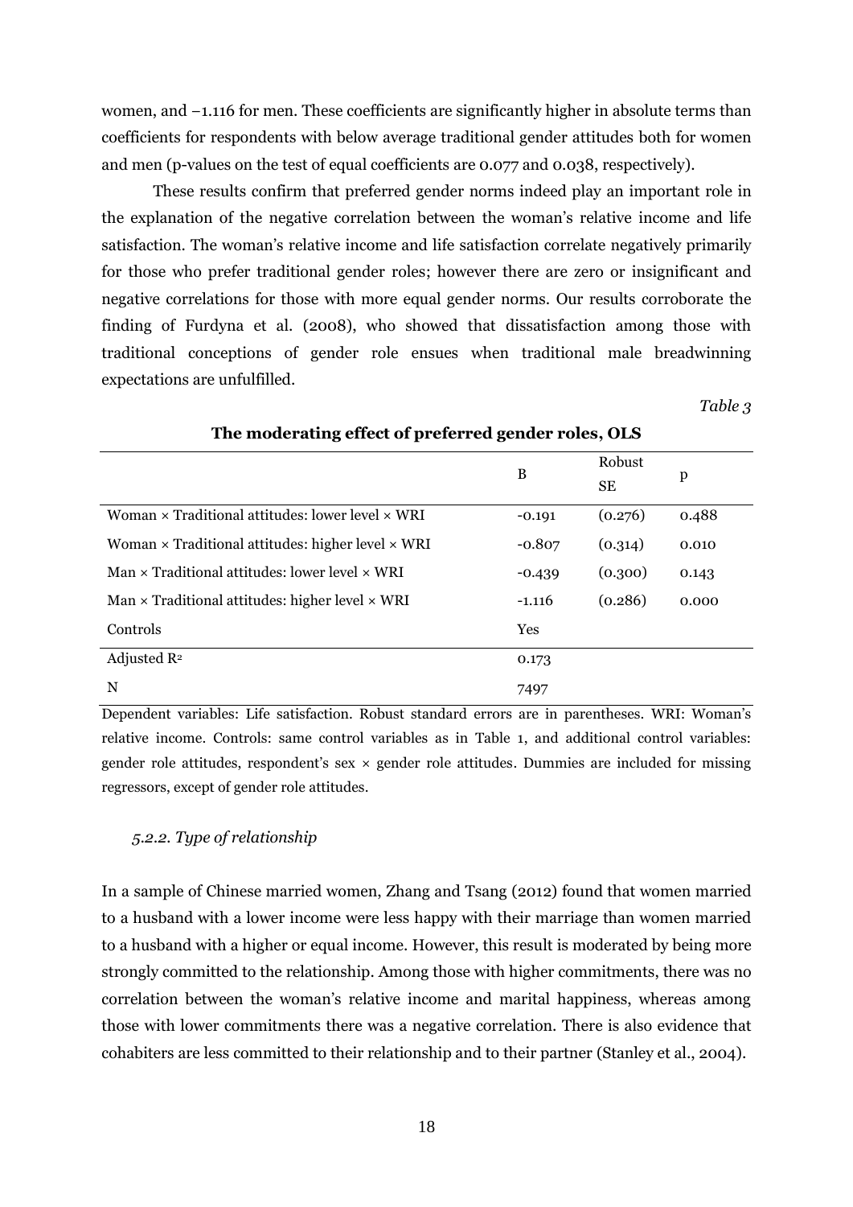women, and −1.116 for men. These coefficients are significantly higher in absolute terms than coefficients for respondents with below average traditional gender attitudes both for women and men (p-values on the test of equal coefficients are 0.077 and 0.038, respectively).

These results confirm that preferred gender norms indeed play an important role in the explanation of the negative correlation between the woman's relative income and life satisfaction. The woman's relative income and life satisfaction correlate negatively primarily for those who prefer traditional gender roles; however there are zero or insignificant and negative correlations for those with more equal gender norms. Our results corroborate the finding of Furdyna et al. (2008), who showed that dissatisfaction among those with traditional conceptions of gender role ensues when traditional male breadwinning expectations are unfulfilled.

*Table 3*

**The moderating effect of preferred gender roles, OLS**

| | B | Robust SE | p |
|---|---|---|---|
| Woman × Traditional attitudes: lower level × WRI | -0.191 | (0.276) | 0.488 |
| Woman × Traditional attitudes: higher level × WRI | -0.807 | (0.314) | 0.010 |
| Man × Traditional attitudes: lower level × WRI | -0.439 | (0.300) | 0.143 |
| Man × Traditional attitudes: higher level × WRI | -1.116 | (0.286) | 0.000 |
| Controls | Yes | | |
| Adjusted $R^2$ | 0.173 | | |
| N | 7497 | | |

Dependent variables: Life satisfaction. Robust standard errors are in parentheses. WRI: Woman's relative income. Controls: same control variables as in Table 1, and additional control variables: gender role attitudes, respondent's sex × gender role attitudes. Dummies are included for missing regressors, except of gender role attitudes.

### *5.2.2. Type of relationship*

In a sample of Chinese married women, Zhang and Tsang (2012) found that women married to a husband with a lower income were less happy with their marriage than women married to a husband with a higher or equal income. However, this result is moderated by being more strongly committed to the relationship. Among those with higher commitments, there was no correlation between the woman's relative income and marital happiness, whereas among those with lower commitments there was a negative correlation. There is also evidence that cohabiters are less committed to their relationship and to their partner (Stanley et al., 2004).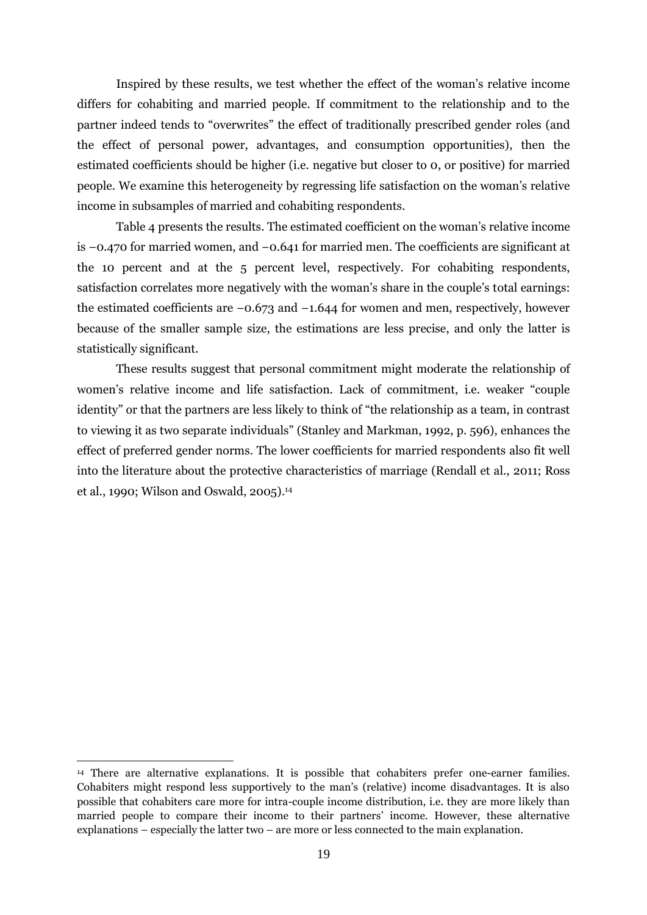Inspired by these results, we test whether the effect of the woman's relative income differs for cohabiting and married people. If commitment to the relationship and to the partner indeed tends to "overwrites" the effect of traditionally prescribed gender roles (and the effect of personal power, advantages, and consumption opportunities), then the estimated coefficients should be higher (i.e. negative but closer to 0, or positive) for married people. We examine this heterogeneity by regressing life satisfaction on the woman's relative income in subsamples of married and cohabiting respondents.

Table 4 presents the results. The estimated coefficient on the woman's relative income is −0.470 for married women, and −0.641 for married men. The coefficients are significant at the 10 percent and at the 5 percent level, respectively. For cohabiting respondents, satisfaction correlates more negatively with the woman's share in the couple's total earnings: the estimated coefficients are −0.673 and −1.644 for women and men, respectively, however because of the smaller sample size, the estimations are less precise, and only the latter is statistically significant.

These results suggest that personal commitment might moderate the relationship of women's relative income and life satisfaction. Lack of commitment, i.e. weaker "couple identity" or that the partners are less likely to think of "the relationship as a team, in contrast to viewing it as two separate individuals" (Stanley and Markman, 1992, p. 596), enhances the effect of preferred gender norms. The lower coefficients for married respondents also fit well into the literature about the protective characteristics of marriage (Rendall et al., 2011; Ross et al., 1990; Wilson and Oswald, 2005).[14]

[14] There are alternative explanations. It is possible that cohabiters prefer one-earner families. Cohabiters might respond less supportively to the man's (relative) income disadvantages. It is also possible that cohabiters care more for intra-couple income distribution, i.e. they are more likely than married people to compare their income to their partners' income. However, these alternative explanations – especially the latter two – are more or less connected to the main explanation.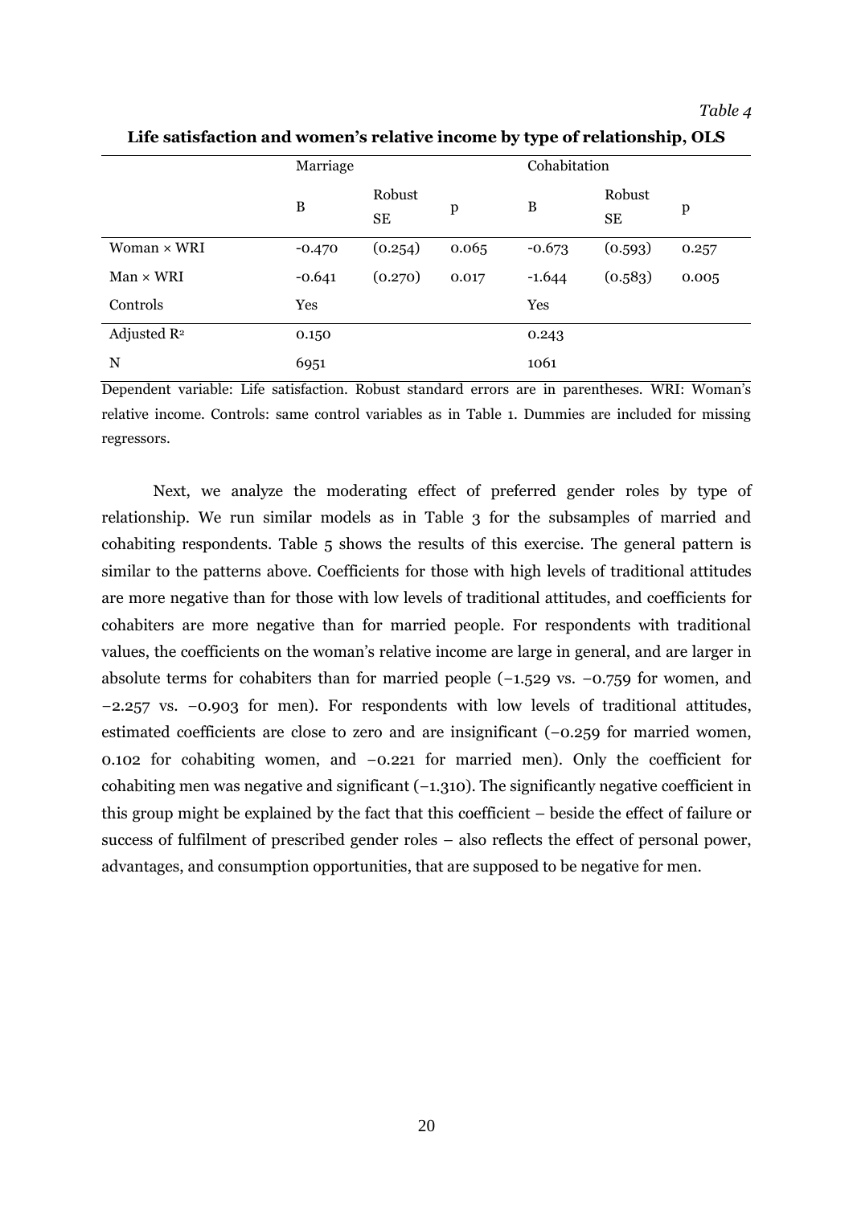*Table 4*

**Life satisfaction and women's relative income by type of relationship, OLS**

| | Marriage | | | Cohabitation | | |
|---|---|---|---|---|---|---|
| | B | Robust SE | p | B | Robust SE | p |
| Woman × WRI | -0.470 | (0.254) | 0.065 | -0.673 | (0.593) | 0.257 |
| Man × WRI | -0.641 | (0.270) | 0.017 | -1.644 | (0.583) | 0.005 |
| Controls | Yes | | | Yes | | |
| Adjusted $R^2$ | 0.150 | | | 0.243 | | |
| N | 6951 | | | 1061 | | |

Dependent variable: Life satisfaction. Robust standard errors are in parentheses. WRI: Woman's relative income. Controls: same control variables as in Table 1. Dummies are included for missing regressors.

Next, we analyze the moderating effect of preferred gender roles by type of relationship. We run similar models as in Table 3 for the subsamples of married and cohabiting respondents. Table 5 shows the results of this exercise. The general pattern is similar to the patterns above. Coefficients for those with high levels of traditional attitudes are more negative than for those with low levels of traditional attitudes, and coefficients for cohabiters are more negative than for married people. For respondents with traditional values, the coefficients on the woman's relative income are large in general, and are larger in absolute terms for cohabiters than for married people (−1.529 vs. −0.759 for women, and −2.257 vs. −0.903 for men). For respondents with low levels of traditional attitudes, estimated coefficients are close to zero and are insignificant (−0.259 for married women, 0.102 for cohabiting women, and −0.221 for married men). Only the coefficient for cohabiting men was negative and significant (−1.310). The significantly negative coefficient in this group might be explained by the fact that this coefficient – beside the effect of failure or success of fulfilment of prescribed gender roles – also reflects the effect of personal power, advantages, and consumption opportunities, that are supposed to be negative for men.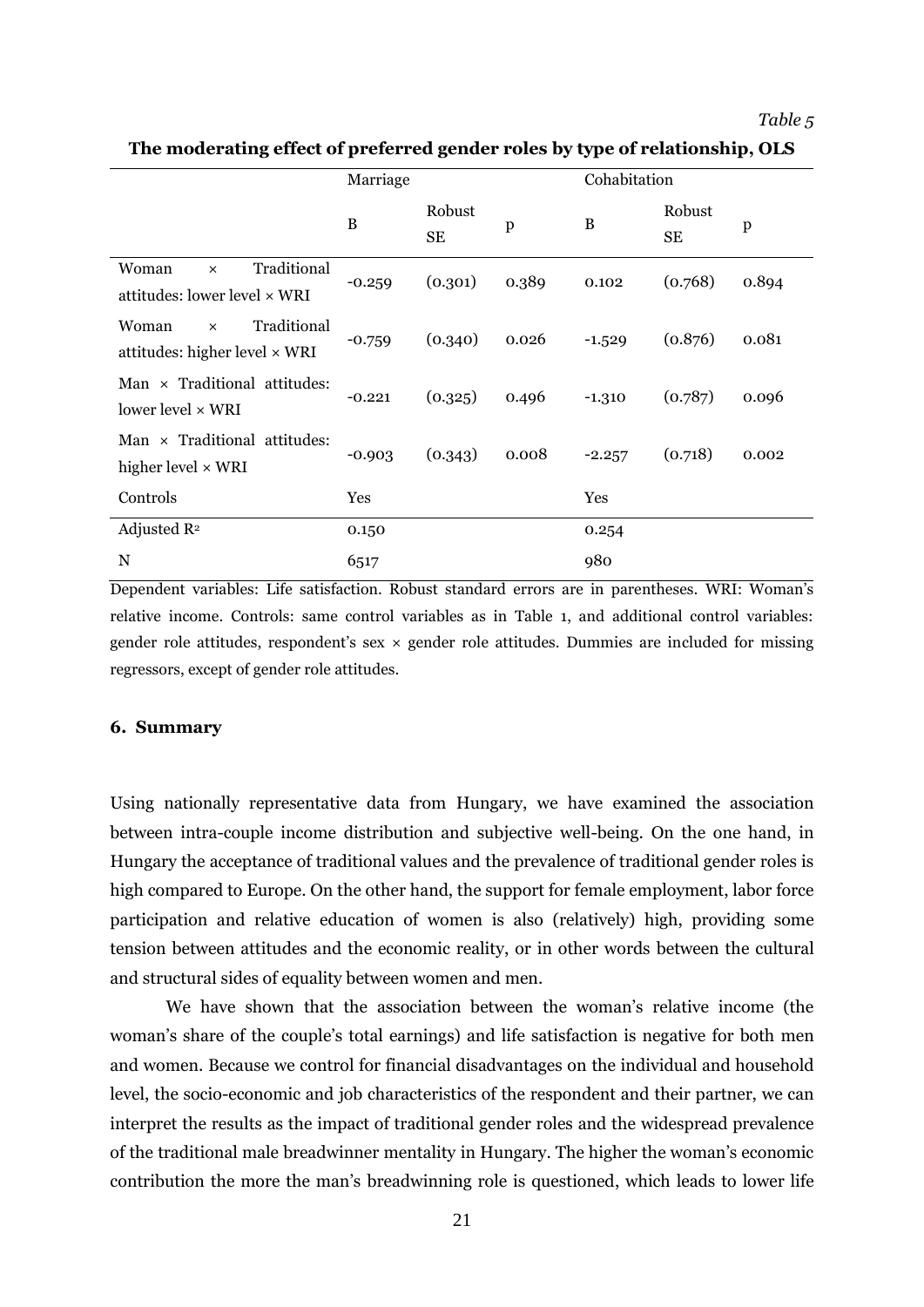*Table 5*

**The moderating effect of preferred gender roles by type of relationship, OLS**

| | Marriage | | | Cohabitation | | |
|---|---|---|---|---|---|---|
| | B | Robust SE | p | B | Robust SE | p |
| Woman × Traditional attitudes: lower level × WRI | -0.259 | (0.301) | 0.389 | 0.102 | (0.768) | 0.894 |
| Woman × Traditional attitudes: higher level × WRI | -0.759 | (0.340) | 0.026 | -1.529 | (0.876) | 0.081 |
| Man × Traditional attitudes: lower level × WRI | -0.221 | (0.325) | 0.496 | -1.310 | (0.787) | 0.096 |
| Man × Traditional attitudes: higher level × WRI | -0.903 | (0.343) | 0.008 | -2.257 | (0.718) | 0.002 |
| Controls | Yes | | | Yes | | |
| Adjusted $R^2$ | 0.150 | | | 0.254 | | |
| N | 6517 | | | 980 | | |

Dependent variables: Life satisfaction. Robust standard errors are in parentheses. WRI: Woman's relative income. Controls: same control variables as in Table 1, and additional control variables: gender role attitudes, respondent's sex × gender role attitudes. Dummies are included for missing regressors, except of gender role attitudes.

## 6. Summary

Using nationally representative data from Hungary, we have examined the association between intra-couple income distribution and subjective well-being. On the one hand, in Hungary the acceptance of traditional values and the prevalence of traditional gender roles is high compared to Europe. On the other hand, the support for female employment, labor force participation and relative education of women is also (relatively) high, providing some tension between attitudes and the economic reality, or in other words between the cultural and structural sides of equality between women and men.

We have shown that the association between the woman's relative income (the woman's share of the couple's total earnings) and life satisfaction is negative for both men and women. Because we control for financial disadvantages on the individual and household level, the socio-economic and job characteristics of the respondent and their partner, we can interpret the results as the impact of traditional gender roles and the widespread prevalence of the traditional male breadwinner mentality in Hungary. The higher the woman's economic contribution the more the man's breadwinning role is questioned, which leads to lower life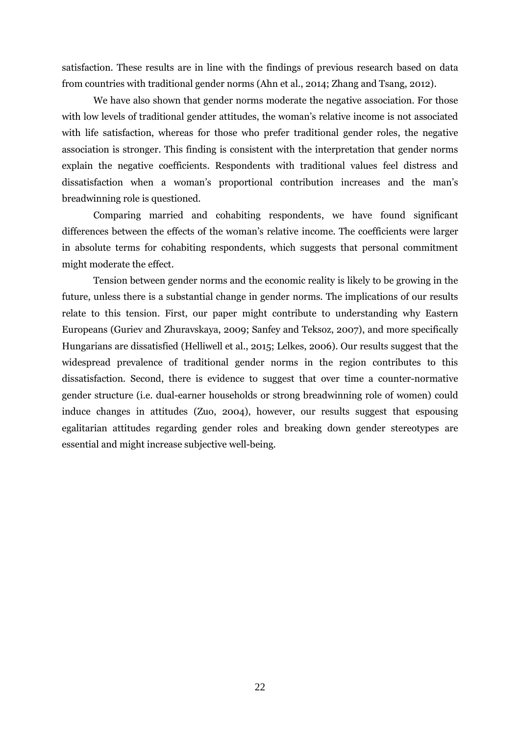satisfaction. These results are in line with the findings of previous research based on data from countries with traditional gender norms (Ahn et al., 2014; Zhang and Tsang, 2012).

We have also shown that gender norms moderate the negative association. For those with low levels of traditional gender attitudes, the woman's relative income is not associated with life satisfaction, whereas for those who prefer traditional gender roles, the negative association is stronger. This finding is consistent with the interpretation that gender norms explain the negative coefficients. Respondents with traditional values feel distress and dissatisfaction when a woman's proportional contribution increases and the man's breadwinning role is questioned.

Comparing married and cohabiting respondents, we have found significant differences between the effects of the woman's relative income. The coefficients were larger in absolute terms for cohabiting respondents, which suggests that personal commitment might moderate the effect.

Tension between gender norms and the economic reality is likely to be growing in the future, unless there is a substantial change in gender norms. The implications of our results relate to this tension. First, our paper might contribute to understanding why Eastern Europeans (Guriev and Zhuravskaya, 2009; Sanfey and Teksoz, 2007), and more specifically Hungarians are dissatisfied (Helliwell et al., 2015; Lelkes, 2006). Our results suggest that the widespread prevalence of traditional gender norms in the region contributes to this dissatisfaction. Second, there is evidence to suggest that over time a counter-normative gender structure (i.e. dual-earner households or strong breadwinning role of women) could induce changes in attitudes (Zuo, 2004), however, our results suggest that espousing egalitarian attitudes regarding gender roles and breaking down gender stereotypes are essential and might increase subjective well-being.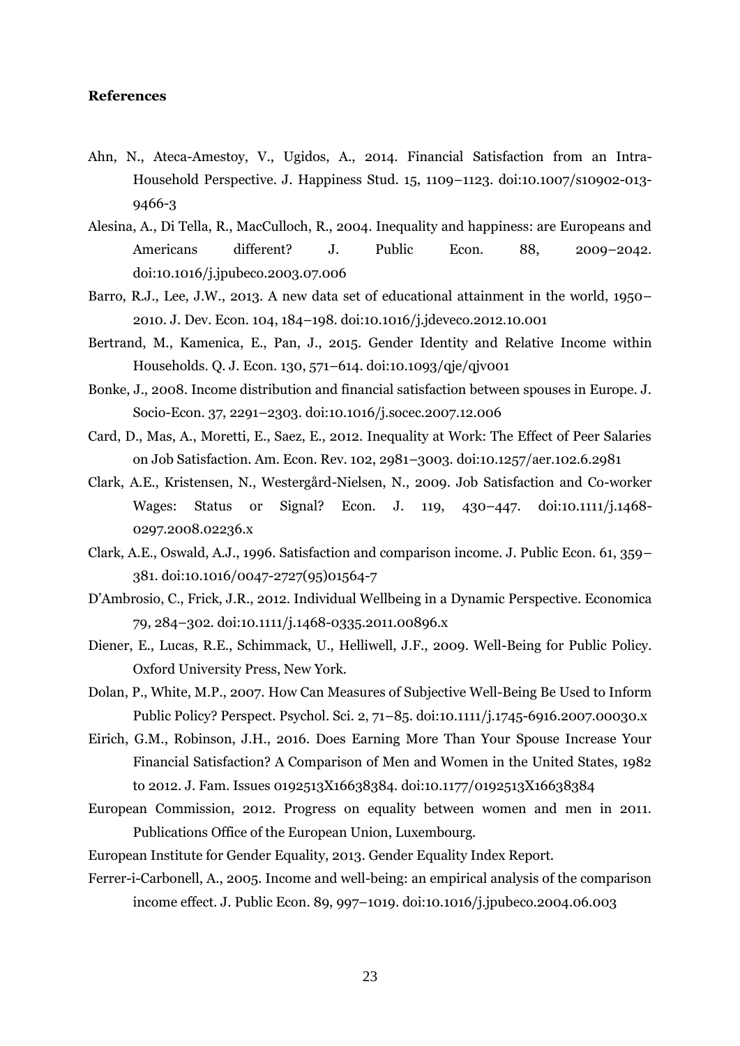**References**

Ahn, N., Ateca-Amestoy, V., Ugidos, A., 2014. Financial Satisfaction from an Intra-Household Perspective. J. Happiness Stud. 15, 1109–1123. doi:10.1007/s10902-013-9466-3

Alesina, A., Di Tella, R., MacCulloch, R., 2004. Inequality and happiness: are Europeans and Americans different? J. Public Econ. 88, 2009–2042. doi:10.1016/j.jpubeco.2003.07.006

Barro, R.J., Lee, J.W., 2013. A new data set of educational attainment in the world, 1950–2010. J. Dev. Econ. 104, 184–198. doi:10.1016/j.jdeveco.2012.10.001

Bertrand, M., Kamenica, E., Pan, J., 2015. Gender Identity and Relative Income within Households. Q. J. Econ. 130, 571–614. doi:10.1093/qje/qjv001

Bonke, J., 2008. Income distribution and financial satisfaction between spouses in Europe. J. Socio-Econ. 37, 2291–2303. doi:10.1016/j.socec.2007.12.006

Card, D., Mas, A., Moretti, E., Saez, E., 2012. Inequality at Work: The Effect of Peer Salaries on Job Satisfaction. Am. Econ. Rev. 102, 2981–3003. doi:10.1257/aer.102.6.2981

Clark, A.E., Kristensen, N., Westergård-Nielsen, N., 2009. Job Satisfaction and Co-worker Wages: Status or Signal? Econ. J. 119, 430–447. doi:10.1111/j.1468-0297.2008.02236.x

Clark, A.E., Oswald, A.J., 1996. Satisfaction and comparison income. J. Public Econ. 61, 359–381. doi:10.1016/0047-2727(95)01564-7

D'Ambrosio, C., Frick, J.R., 2012. Individual Wellbeing in a Dynamic Perspective. Economica 79, 284–302. doi:10.1111/j.1468-0335.2011.00896.x

Diener, E., Lucas, R.E., Schimmack, U., Helliwell, J.F., 2009. Well-Being for Public Policy. Oxford University Press, New York.

Dolan, P., White, M.P., 2007. How Can Measures of Subjective Well-Being Be Used to Inform Public Policy? Perspect. Psychol. Sci. 2, 71–85. doi:10.1111/j.1745-6916.2007.00030.x

Eirich, G.M., Robinson, J.H., 2016. Does Earning More Than Your Spouse Increase Your Financial Satisfaction? A Comparison of Men and Women in the United States, 1982 to 2012. J. Fam. Issues 0192513X16638384. doi:10.1177/0192513X16638384

European Commission, 2012. Progress on equality between women and men in 2011. Publications Office of the European Union, Luxembourg.

European Institute for Gender Equality, 2013. Gender Equality Index Report.

Ferrer-i-Carbonell, A., 2005. Income and well-being: an empirical analysis of the comparison income effect. J. Public Econ. 89, 997–1019. doi:10.1016/j.jpubeco.2004.06.003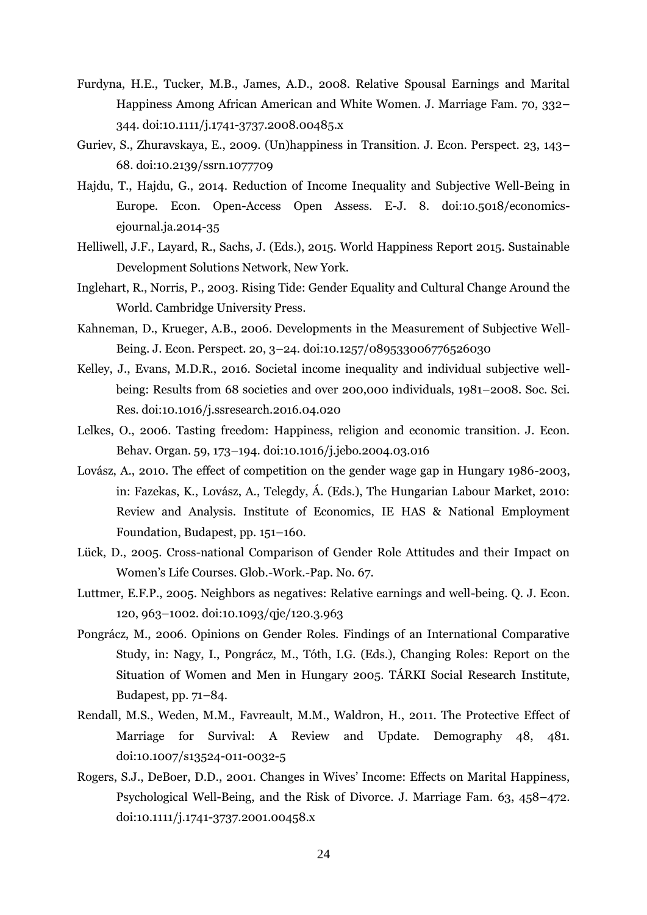Furdyna, H.E., Tucker, M.B., James, A.D., 2008. Relative Spousal Earnings and Marital Happiness Among African American and White Women. J. Marriage Fam. 70, 332–344. doi:10.1111/j.1741-3737.2008.00485.x

Guriev, S., Zhuravskaya, E., 2009. (Un)happiness in Transition. J. Econ. Perspect. 23, 143–68. doi:10.2139/ssrn.1077709

Hajdu, T., Hajdu, G., 2014. Reduction of Income Inequality and Subjective Well-Being in Europe. Econ. Open-Access Open Assess. E-J. 8. doi:10.5018/economics-ejournal.ja.2014-35

Helliwell, J.F., Layard, R., Sachs, J. (Eds.), 2015. World Happiness Report 2015. Sustainable Development Solutions Network, New York.

Inglehart, R., Norris, P., 2003. Rising Tide: Gender Equality and Cultural Change Around the World. Cambridge University Press.

Kahneman, D., Krueger, A.B., 2006. Developments in the Measurement of Subjective Well-Being. J. Econ. Perspect. 20, 3–24. doi:10.1257/089533006776526030

Kelley, J., Evans, M.D.R., 2016. Societal income inequality and individual subjective well-being: Results from 68 societies and over 200,000 individuals, 1981–2008. Soc. Sci. Res. doi:10.1016/j.ssresearch.2016.04.020

Lelkes, O., 2006. Tasting freedom: Happiness, religion and economic transition. J. Econ. Behav. Organ. 59, 173–194. doi:10.1016/j.jebo.2004.03.016

Lovász, A., 2010. The effect of competition on the gender wage gap in Hungary 1986-2003, in: Fazekas, K., Lovász, A., Telegdy, Á. (Eds.), The Hungarian Labour Market, 2010: Review and Analysis. Institute of Economics, IE HAS & National Employment Foundation, Budapest, pp. 151–160.

Lück, D., 2005. Cross-national Comparison of Gender Role Attitudes and their Impact on Women's Life Courses. Glob.-Work.-Pap. No. 67.

Luttmer, E.F.P., 2005. Neighbors as negatives: Relative earnings and well-being. Q. J. Econ. 120, 963–1002. doi:10.1093/qje/120.3.963

Pongrácz, M., 2006. Opinions on Gender Roles. Findings of an International Comparative Study, in: Nagy, I., Pongrácz, M., Tóth, I.G. (Eds.), Changing Roles: Report on the Situation of Women and Men in Hungary 2005. TÁRKI Social Research Institute, Budapest, pp. 71–84.

Rendall, M.S., Weden, M.M., Favreault, M.M., Waldron, H., 2011. The Protective Effect of Marriage for Survival: A Review and Update. Demography 48, 481. doi:10.1007/s13524-011-0032-5

Rogers, S.J., DeBoer, D.D., 2001. Changes in Wives' Income: Effects on Marital Happiness, Psychological Well-Being, and the Risk of Divorce. J. Marriage Fam. 63, 458–472. doi:10.1111/j.1741-3737.2001.00458.x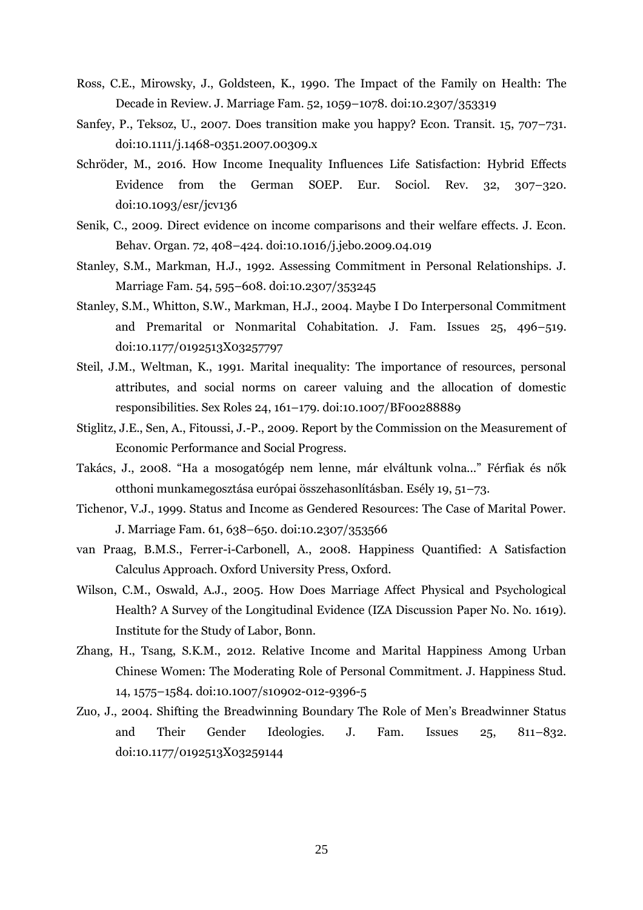Ross, C.E., Mirowsky, J., Goldsteen, K., 1990. The Impact of the Family on Health: The Decade in Review. J. Marriage Fam. 52, 1059–1078. doi:10.2307/353319

Sanfey, P., Teksoz, U., 2007. Does transition make you happy? Econ. Transit. 15, 707–731. doi:10.1111/j.1468-0351.2007.00309.x

Schröder, M., 2016. How Income Inequality Influences Life Satisfaction: Hybrid Effects Evidence from the German SOEP. Eur. Sociol. Rev. 32, 307–320. doi:10.1093/esr/jcv136

Senik, C., 2009. Direct evidence on income comparisons and their welfare effects. J. Econ. Behav. Organ. 72, 408–424. doi:10.1016/j.jebo.2009.04.019

Stanley, S.M., Markman, H.J., 1992. Assessing Commitment in Personal Relationships. J. Marriage Fam. 54, 595–608. doi:10.2307/353245

Stanley, S.M., Whitton, S.W., Markman, H.J., 2004. Maybe I Do Interpersonal Commitment and Premarital or Nonmarital Cohabitation. J. Fam. Issues 25, 496–519. doi:10.1177/0192513X03257797

Steil, J.M., Weltman, K., 1991. Marital inequality: The importance of resources, personal attributes, and social norms on career valuing and the allocation of domestic responsibilities. Sex Roles 24, 161–179. doi:10.1007/BF00288889

Stiglitz, J.E., Sen, A., Fitoussi, J.-P., 2009. Report by the Commission on the Measurement of Economic Performance and Social Progress.

Takács, J., 2008. "Ha a mosogatógép nem lenne, már elváltunk volna..." Férfiak és nők otthoni munkamegosztása európai összehasonlításban. Esély 19, 51–73.

Tichenor, V.J., 1999. Status and Income as Gendered Resources: The Case of Marital Power. J. Marriage Fam. 61, 638–650. doi:10.2307/353566

van Praag, B.M.S., Ferrer-i-Carbonell, A., 2008. Happiness Quantified: A Satisfaction Calculus Approach. Oxford University Press, Oxford.

Wilson, C.M., Oswald, A.J., 2005. How Does Marriage Affect Physical and Psychological Health? A Survey of the Longitudinal Evidence (IZA Discussion Paper No. No. 1619). Institute for the Study of Labor, Bonn.

Zhang, H., Tsang, S.K.M., 2012. Relative Income and Marital Happiness Among Urban Chinese Women: The Moderating Role of Personal Commitment. J. Happiness Stud. 14, 1575–1584. doi:10.1007/s10902-012-9396-5

Zuo, J., 2004. Shifting the Breadwinning Boundary The Role of Men's Breadwinner Status and Their Gender Ideologies. J. Fam. Issues 25, 811–832. doi:10.1177/0192513X03259144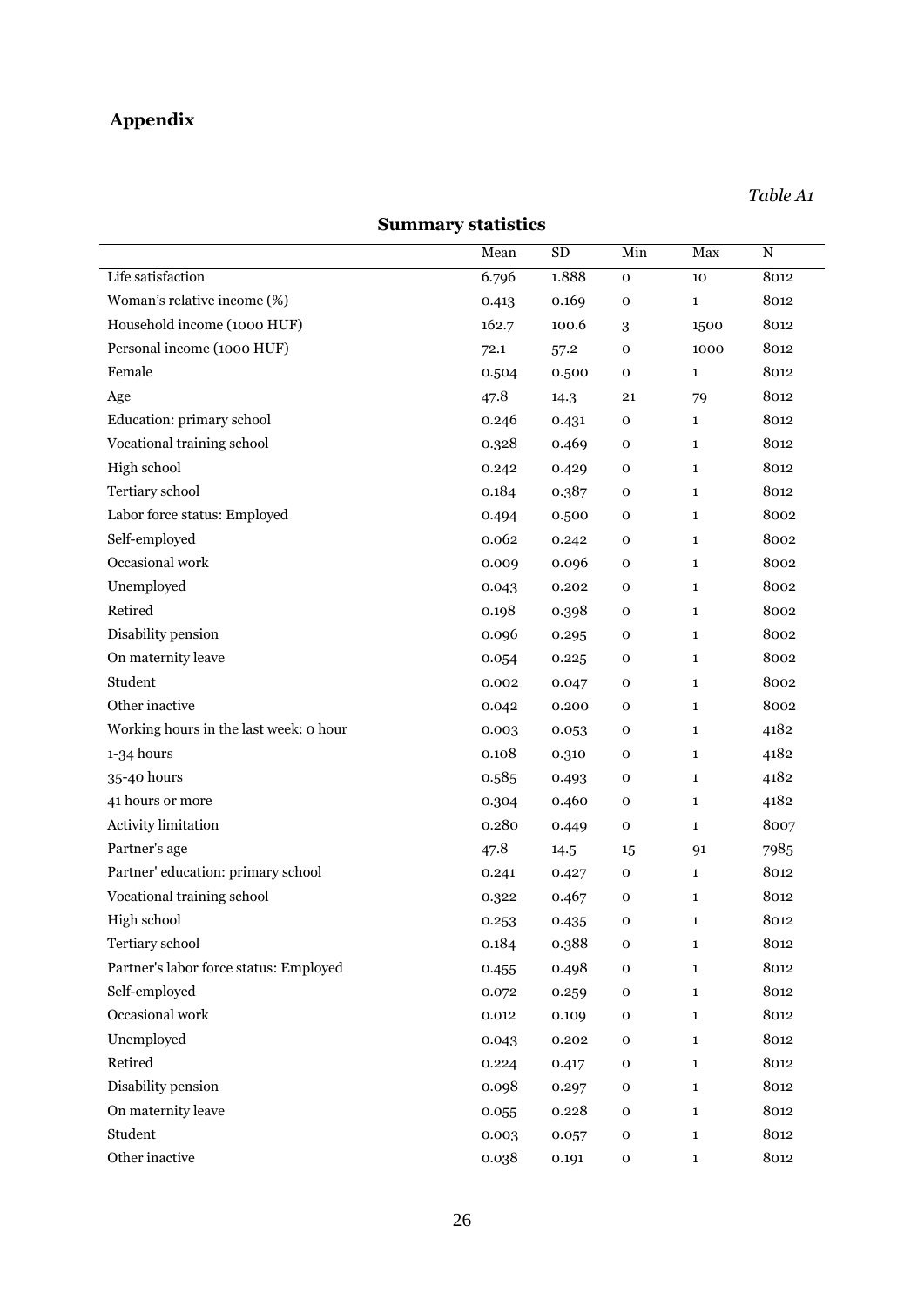# Appendix

*Table A1*

**Summary statistics**

| | Mean | SD | Min | Max | N |
|---|---|---|---|---|---|
| Life satisfaction | 6.796 | 1.888 | 0 | 10 | 8012 |
| Woman's relative income (%) | 0.413 | 0.169 | 0 | 1 | 8012 |
| Household income (1000 HUF) | 162.7 | 100.6 | 3 | 1500 | 8012 |
| Personal income (1000 HUF) | 72.1 | 57.2 | 0 | 1000 | 8012 |
| Female | 0.504 | 0.500 | 0 | 1 | 8012 |
| Age | 47.8 | 14.3 | 21 | 79 | 8012 |
| Education: primary school | 0.246 | 0.431 | 0 | 1 | 8012 |
| Vocational training school | 0.328 | 0.469 | 0 | 1 | 8012 |
| High school | 0.242 | 0.429 | 0 | 1 | 8012 |
| Tertiary school | 0.184 | 0.387 | 0 | 1 | 8012 |
| Labor force status: Employed | 0.494 | 0.500 | 0 | 1 | 8002 |
| Self-employed | 0.062 | 0.242 | 0 | 1 | 8002 |
| Occasional work | 0.009 | 0.096 | 0 | 1 | 8002 |
| Unemployed | 0.043 | 0.202 | 0 | 1 | 8002 |
| Retired | 0.198 | 0.398 | 0 | 1 | 8002 |
| Disability pension | 0.096 | 0.295 | 0 | 1 | 8002 |
| On maternity leave | 0.054 | 0.225 | 0 | 1 | 8002 |
| Student | 0.002 | 0.047 | 0 | 1 | 8002 |
| Other inactive | 0.042 | 0.200 | 0 | 1 | 8002 |
| Working hours in the last week: 0 hour | 0.003 | 0.053 | 0 | 1 | 4182 |
| 1-34 hours | 0.108 | 0.310 | 0 | 1 | 4182 |
| 35-40 hours | 0.585 | 0.493 | 0 | 1 | 4182 |
| 41 hours or more | 0.304 | 0.460 | 0 | 1 | 4182 |
| Activity limitation | 0.280 | 0.449 | 0 | 1 | 8007 |
| Partner's age | 47.8 | 14.5 | 15 | 91 | 7985 |
| Partner' education: primary school | 0.241 | 0.427 | 0 | 1 | 8012 |
| Vocational training school | 0.322 | 0.467 | 0 | 1 | 8012 |
| High school | 0.253 | 0.435 | 0 | 1 | 8012 |
| Tertiary school | 0.184 | 0.388 | 0 | 1 | 8012 |
| Partner's labor force status: Employed | 0.455 | 0.498 | 0 | 1 | 8012 |
| Self-employed | 0.072 | 0.259 | 0 | 1 | 8012 |
| Occasional work | 0.012 | 0.109 | 0 | 1 | 8012 |
| Unemployed | 0.043 | 0.202 | 0 | 1 | 8012 |
| Retired | 0.224 | 0.417 | 0 | 1 | 8012 |
| Disability pension | 0.098 | 0.297 | 0 | 1 | 8012 |
| On maternity leave | 0.055 | 0.228 | 0 | 1 | 8012 |
| Student | 0.003 | 0.057 | 0 | 1 | 8012 |
| Other inactive | 0.038 | 0.191 | 0 | 1 | 8012 |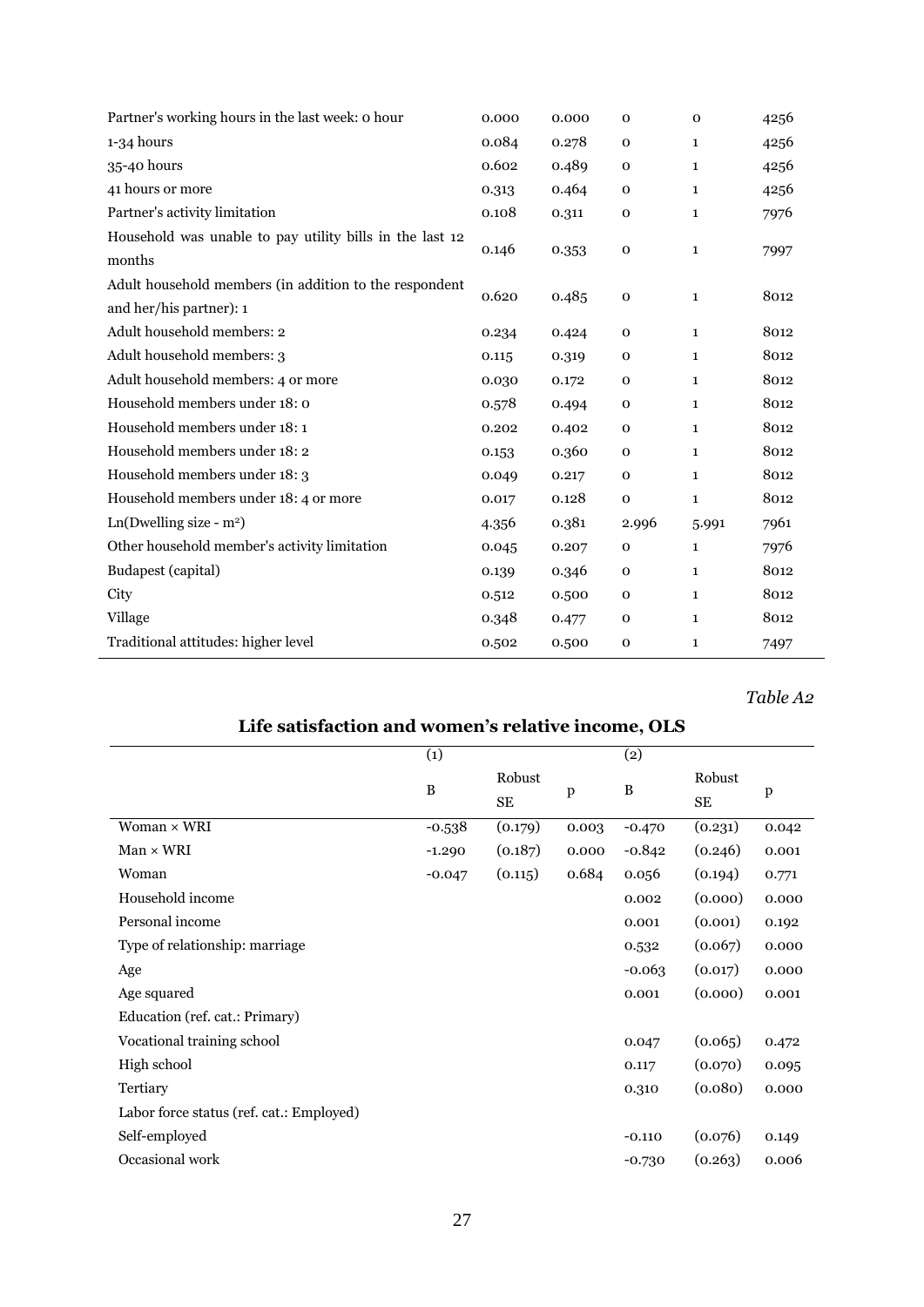| | | | | | |
|---|---|---|---|---|---|
| Partner's working hours in the last week: 0 hour | 0.000 | 0.000 | 0 | 0 | 4256 |
| 1-34 hours | 0.084 | 0.278 | 0 | 1 | 4256 |
| 35-40 hours | 0.602 | 0.489 | 0 | 1 | 4256 |
| 41 hours or more | 0.313 | 0.464 | 0 | 1 | 4256 |
| Partner's activity limitation | 0.108 | 0.311 | 0 | 1 | 7976 |
| Household was unable to pay utility bills in the last 12 months | 0.146 | 0.353 | 0 | 1 | 7997 |
| Adult household members (in addition to the respondent and her/his partner): 1 | 0.620 | 0.485 | 0 | 1 | 8012 |
| Adult household members: 2 | 0.234 | 0.424 | 0 | 1 | 8012 |
| Adult household members: 3 | 0.115 | 0.319 | 0 | 1 | 8012 |
| Adult household members: 4 or more | 0.030 | 0.172 | 0 | 1 | 8012 |
| Household members under 18: 0 | 0.578 | 0.494 | 0 | 1 | 8012 |
| Household members under 18: 1 | 0.202 | 0.402 | 0 | 1 | 8012 |
| Household members under 18: 2 | 0.153 | 0.360 | 0 | 1 | 8012 |
| Household members under 18: 3 | 0.049 | 0.217 | 0 | 1 | 8012 |
| Household members under 18: 4 or more | 0.017 | 0.128 | 0 | 1 | 8012 |
| Ln(Dwelling size - $m^2$) | 4.356 | 0.381 | 2.996 | 5.991 | 7961 |
| Other household member's activity limitation | 0.045 | 0.207 | 0 | 1 | 7976 |
| Budapest (capital) | 0.139 | 0.346 | 0 | 1 | 8012 |
| City | 0.512 | 0.500 | 0 | 1 | 8012 |
| Village | 0.348 | 0.477 | 0 | 1 | 8012 |
| Traditional attitudes: higher level | 0.502 | 0.500 | 0 | 1 | 7497 |

*Table A2*

**Life satisfaction and women's relative income, OLS**

| | (1) | | | (2) | | |
|---|---|---|---|---|---|---|
| | B | Robust SE | p | B | Robust SE | p |
| Woman × WRI | -0.538 | (0.179) | 0.003 | -0.470 | (0.231) | 0.042 |
| Man × WRI | -1.290 | (0.187) | 0.000 | -0.842 | (0.246) | 0.001 |
| Woman | -0.047 | (0.115) | 0.684 | 0.056 | (0.194) | 0.771 |
| Household income | | | | 0.002 | (0.000) | 0.000 |
| Personal income | | | | 0.001 | (0.001) | 0.192 |
| Type of relationship: marriage | | | | 0.532 | (0.067) | 0.000 |
| Age | | | | -0.063 | (0.017) | 0.000 |
| Age squared | | | | 0.001 | (0.000) | 0.001 |
| Education (ref. cat.: Primary) | | | | | | |
| Vocational training school | | | | 0.047 | (0.065) | 0.472 |
| High school | | | | 0.117 | (0.070) | 0.095 |
| Tertiary | | | | 0.310 | (0.080) | 0.000 |
| Labor force status (ref. cat.: Employed) | | | | | | |
| Self-employed | | | | -0.110 | (0.076) | 0.149 |
| Occasional work | | | | -0.730 | (0.263) | 0.006 |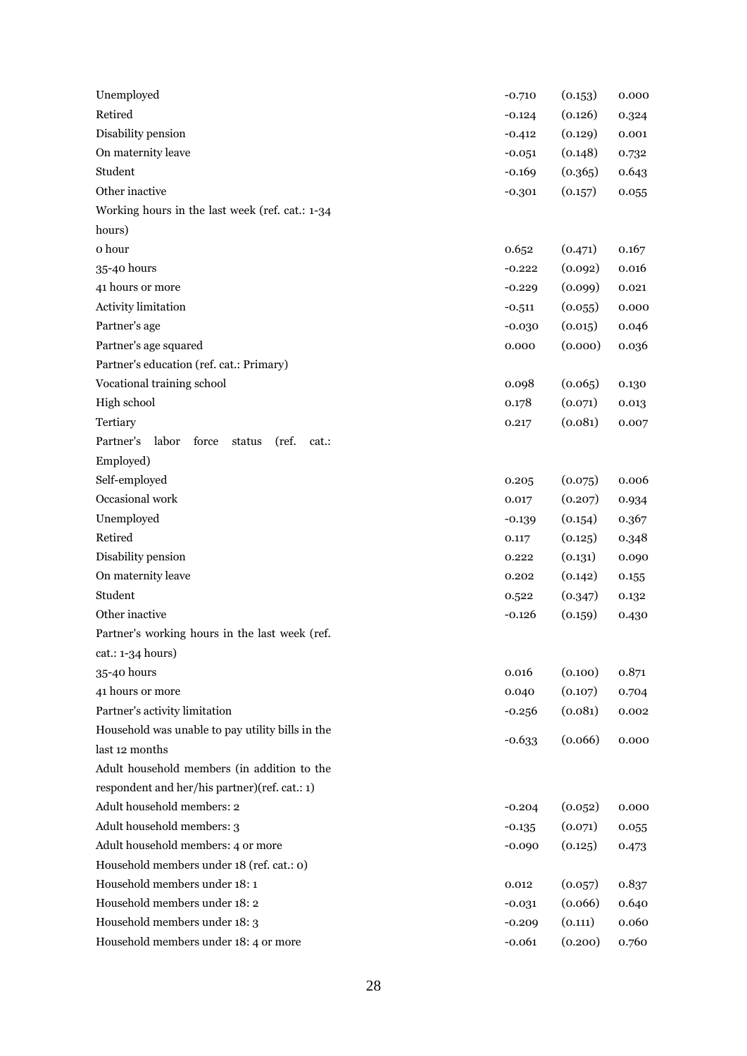| | | | |
|---|---|---|---|
| Unemployed | -0.710 | (0.153) | 0.000 |
| Retired | -0.124 | (0.126) | 0.324 |
| Disability pension | -0.412 | (0.129) | 0.001 |
| On maternity leave | -0.051 | (0.148) | 0.732 |
| Student | -0.169 | (0.365) | 0.643 |
| Other inactive | -0.301 | (0.157) | 0.055 |
| Working hours in the last week (ref. cat.: 1-34 hours) | | | |
| 0 hour | 0.652 | (0.471) | 0.167 |
| 35-40 hours | -0.222 | (0.092) | 0.016 |
| 41 hours or more | -0.229 | (0.099) | 0.021 |
| Activity limitation | -0.511 | (0.055) | 0.000 |
| Partner's age | -0.030 | (0.015) | 0.046 |
| Partner's age squared | 0.000 | (0.000) | 0.036 |
| Partner's education (ref. cat.: Primary) | | | |
| Vocational training school | 0.098 | (0.065) | 0.130 |
| High school | 0.178 | (0.071) | 0.013 |
| Tertiary | 0.217 | (0.081) | 0.007 |
| Partner's labor force status (ref. cat.: Employed) | | | |
| Self-employed | 0.205 | (0.075) | 0.006 |
| Occasional work | 0.017 | (0.207) | 0.934 |
| Unemployed | -0.139 | (0.154) | 0.367 |
| Retired | 0.117 | (0.125) | 0.348 |
| Disability pension | 0.222 | (0.131) | 0.090 |
| On maternity leave | 0.202 | (0.142) | 0.155 |
| Student | 0.522 | (0.347) | 0.132 |
| Other inactive | -0.126 | (0.159) | 0.430 |
| Partner's working hours in the last week (ref. cat.: 1-34 hours) | | | |
| 35-40 hours | 0.016 | (0.100) | 0.871 |
| 41 hours or more | 0.040 | (0.107) | 0.704 |
| Partner's activity limitation | -0.256 | (0.081) | 0.002 |
| Household was unable to pay utility bills in the last 12 months | -0.633 | (0.066) | 0.000 |
| Adult household members (in addition to the respondent and her/his partner)(ref. cat.: 1) | | | |
| Adult household members: 2 | -0.204 | (0.052) | 0.000 |
| Adult household members: 3 | -0.135 | (0.071) | 0.055 |
| Adult household members: 4 or more | -0.090 | (0.125) | 0.473 |
| Household members under 18 (ref. cat.: 0) | | | |
| Household members under 18: 1 | 0.012 | (0.057) | 0.837 |
| Household members under 18: 2 | -0.031 | (0.066) | 0.640 |
| Household members under 18: 3 | -0.209 | (0.111) | 0.060 |
| Household members under 18: 4 or more | -0.061 | (0.200) | 0.760 |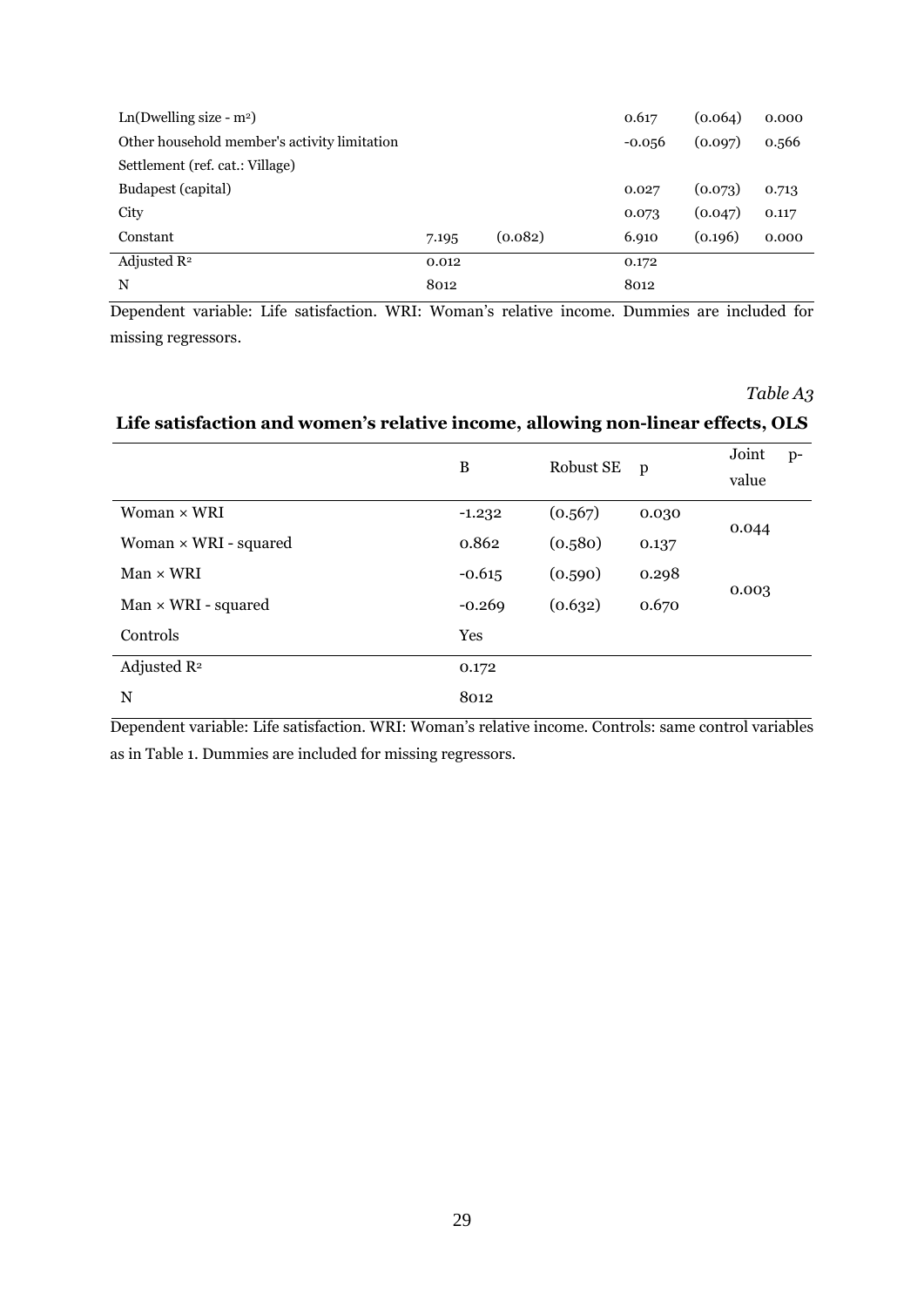| | | | | | |
|---|---|---|---|---|---|
| Ln(Dwelling size - m²) | | | 0.617 | (0.064) | 0.000 |
| Other household member's activity limitation | | | -0.056 | (0.097) | 0.566 |
| Settlement (ref. cat.: Village) | | | | | |
| Budapest (capital) | | | 0.027 | (0.073) | 0.713 |
| City | | | 0.073 | (0.047) | 0.117 |
| Constant | 7.195 | (0.082) | 6.910 | (0.196) | 0.000 |
| Adjusted $R^2$ | 0.012 | | 0.172 | | |
| N | 8012 | | 8012 | | |

Dependent variable: Life satisfaction. WRI: Woman's relative income. Dummies are included for missing regressors.

*Table A3*

**Life satisfaction and women's relative income, allowing non-linear effects, OLS**

| | B | Robust SE | p | Joint p-value |
|---|---|---|---|---|
| Woman × WRI | -1.232 | (0.567) | 0.030 | 0.044 |
| Woman × WRI - squared | 0.862 | (0.580) | 0.137 | |
| Man × WRI | -0.615 | (0.590) | 0.298 | 0.003 |
| Man × WRI - squared | -0.269 | (0.632) | 0.670 | |
| Controls | Yes | | | |
| Adjusted $R^2$ | 0.172 | | | |
| N | 8012 | | | |

Dependent variable: Life satisfaction. WRI: Woman's relative income. Controls: same control variables as in Table 1. Dummies are included for missing regressors.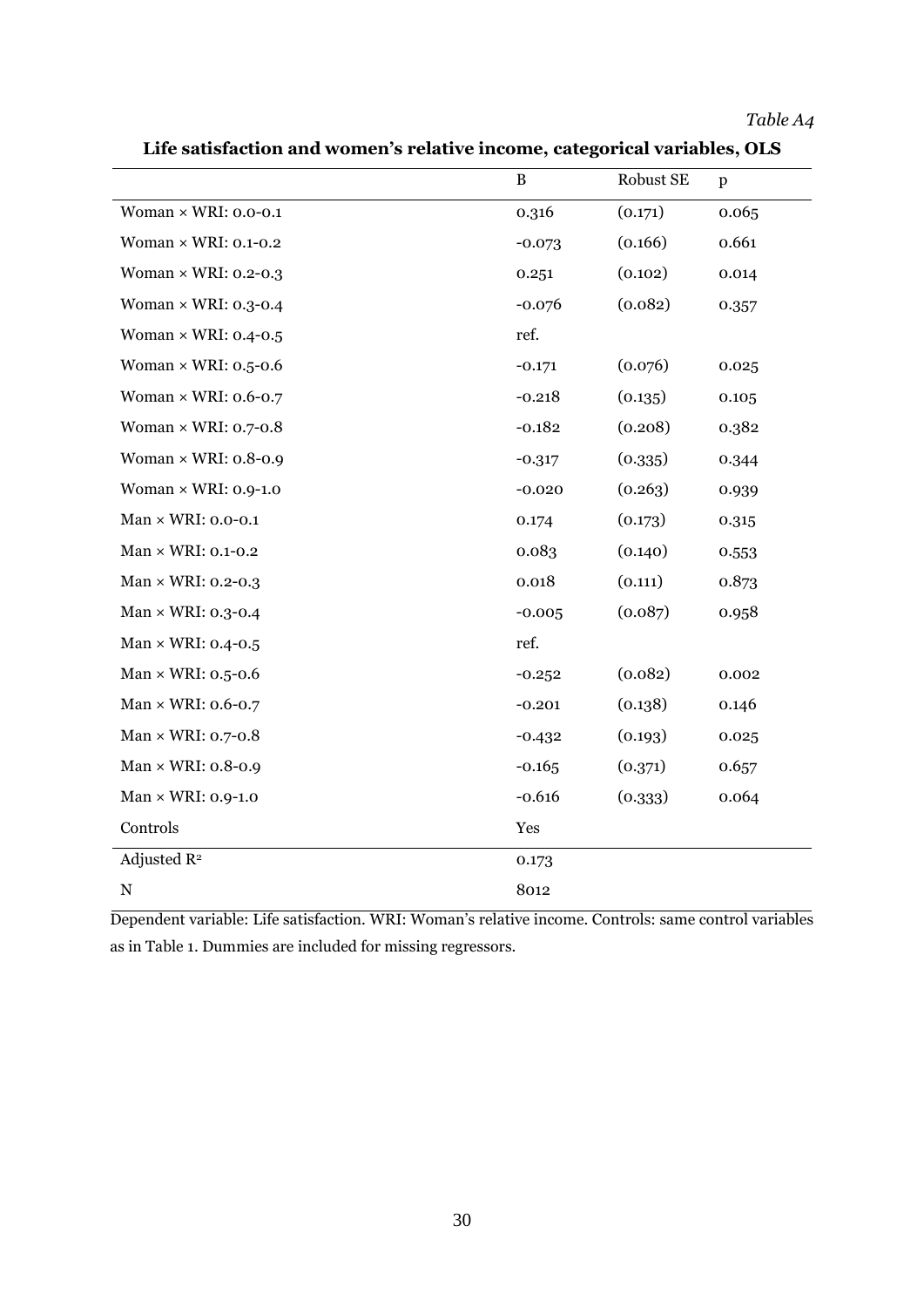*Table A4*

**Life satisfaction and women's relative income, categorical variables, OLS**

| | B | Robust SE | p |
|---|---|---|---|
| Woman × WRI: 0.0-0.1 | 0.316 | (0.171) | 0.065 |
| Woman × WRI: 0.1-0.2 | -0.073 | (0.166) | 0.661 |
| Woman × WRI: 0.2-0.3 | 0.251 | (0.102) | 0.014 |
| Woman × WRI: 0.3-0.4 | -0.076 | (0.082) | 0.357 |
| Woman × WRI: 0.4-0.5 | ref. | | |
| Woman × WRI: 0.5-0.6 | -0.171 | (0.076) | 0.025 |
| Woman × WRI: 0.6-0.7 | -0.218 | (0.135) | 0.105 |
| Woman × WRI: 0.7-0.8 | -0.182 | (0.208) | 0.382 |
| Woman × WRI: 0.8-0.9 | -0.317 | (0.335) | 0.344 |
| Woman × WRI: 0.9-1.0 | -0.020 | (0.263) | 0.939 |
| Man × WRI: 0.0-0.1 | 0.174 | (0.173) | 0.315 |
| Man × WRI: 0.1-0.2 | 0.083 | (0.140) | 0.553 |
| Man × WRI: 0.2-0.3 | 0.018 | (0.111) | 0.873 |
| Man × WRI: 0.3-0.4 | -0.005 | (0.087) | 0.958 |
| Man × WRI: 0.4-0.5 | ref. | | |
| Man × WRI: 0.5-0.6 | -0.252 | (0.082) | 0.002 |
| Man × WRI: 0.6-0.7 | -0.201 | (0.138) | 0.146 |
| Man × WRI: 0.7-0.8 | -0.432 | (0.193) | 0.025 |
| Man × WRI: 0.8-0.9 | -0.165 | (0.371) | 0.657 |
| Man × WRI: 0.9-1.0 | -0.616 | (0.333) | 0.064 |
| Controls | Yes | | |
| Adjusted $R^2$ | 0.173 | | |
| N | 8012 | | |

Dependent variable: Life satisfaction. WRI: Woman's relative income. Controls: same control variables as in Table 1. Dummies are included for missing regressors.